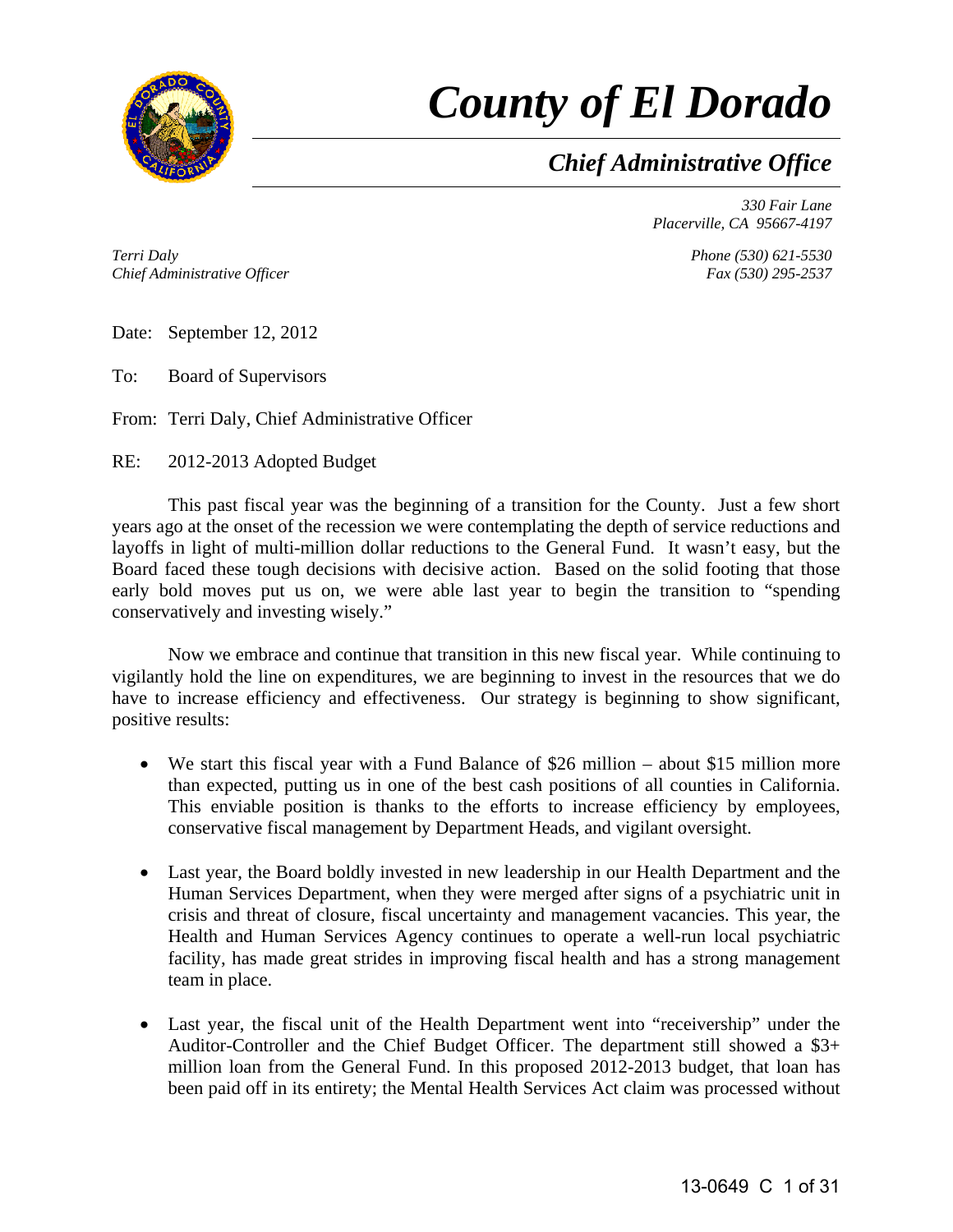# *County of El Dorado*

## *Chief Administrative Office*

*330 Fair Lane*
*Placerville, CA 95667-4197*

*Terri Daly*
*Chief Administrative Officer*

*Phone (530) 621-5530*
*Fax (530) 295-2537*

Date: September 12, 2012

To: Board of Supervisors

From: Terri Daly, Chief Administrative Officer

RE: 2012-2013 Adopted Budget

This past fiscal year was the beginning of a transition for the County. Just a few short years ago at the onset of the recession we were contemplating the depth of service reductions and layoffs in light of multi-million dollar reductions to the General Fund. It wasn't easy, but the Board faced these tough decisions with decisive action. Based on the solid footing that those early bold moves put us on, we were able last year to begin the transition to "spending conservatively and investing wisely."

Now we embrace and continue that transition in this new fiscal year. While continuing to vigilantly hold the line on expenditures, we are beginning to invest in the resources that we do have to increase efficiency and effectiveness. Our strategy is beginning to show significant, positive results:

- We start this fiscal year with a Fund Balance of $26 million – about $15 million more than expected, putting us in one of the best cash positions of all counties in California. This enviable position is thanks to the efforts to increase efficiency by employees, conservative fiscal management by Department Heads, and vigilant oversight.

- Last year, the Board boldly invested in new leadership in our Health Department and the Human Services Department, when they were merged after signs of a psychiatric unit in crisis and threat of closure, fiscal uncertainty and management vacancies. This year, the Health and Human Services Agency continues to operate a well-run local psychiatric facility, has made great strides in improving fiscal health and has a strong management team in place.

- Last year, the fiscal unit of the Health Department went into "receivership" under the Auditor-Controller and the Chief Budget Officer. The department still showed a $3+ million loan from the General Fund. In this proposed 2012-2013 budget, that loan has been paid off in its entirety; the Mental Health Services Act claim was processed without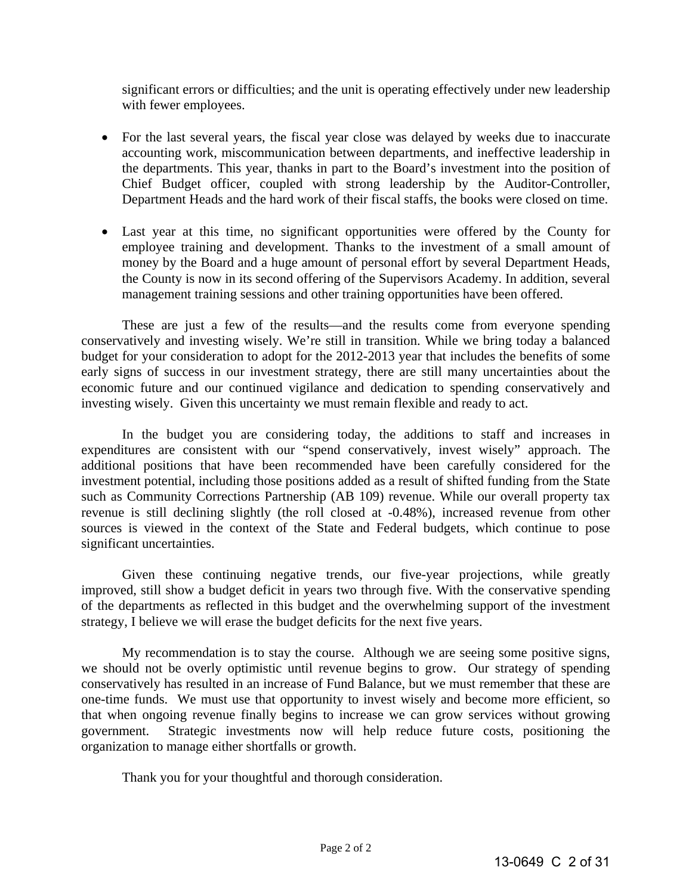significant errors or difficulties; and the unit is operating effectively under new leadership with fewer employees.

- For the last several years, the fiscal year close was delayed by weeks due to inaccurate accounting work, miscommunication between departments, and ineffective leadership in the departments. This year, thanks in part to the Board's investment into the position of Chief Budget officer, coupled with strong leadership by the Auditor-Controller, Department Heads and the hard work of their fiscal staffs, the books were closed on time.

- Last year at this time, no significant opportunities were offered by the County for employee training and development. Thanks to the investment of a small amount of money by the Board and a huge amount of personal effort by several Department Heads, the County is now in its second offering of the Supervisors Academy. In addition, several management training sessions and other training opportunities have been offered.

These are just a few of the results—and the results come from everyone spending conservatively and investing wisely. We're still in transition. While we bring today a balanced budget for your consideration to adopt for the 2012-2013 year that includes the benefits of some early signs of success in our investment strategy, there are still many uncertainties about the economic future and our continued vigilance and dedication to spending conservatively and investing wisely. Given this uncertainty we must remain flexible and ready to act.

In the budget you are considering today, the additions to staff and increases in expenditures are consistent with our "spend conservatively, invest wisely" approach. The additional positions that have been recommended have been carefully considered for the investment potential, including those positions added as a result of shifted funding from the State such as Community Corrections Partnership (AB 109) revenue. While our overall property tax revenue is still declining slightly (the roll closed at -0.48%), increased revenue from other sources is viewed in the context of the State and Federal budgets, which continue to pose significant uncertainties.

Given these continuing negative trends, our five-year projections, while greatly improved, still show a budget deficit in years two through five. With the conservative spending of the departments as reflected in this budget and the overwhelming support of the investment strategy, I believe we will erase the budget deficits for the next five years.

My recommendation is to stay the course. Although we are seeing some positive signs, we should not be overly optimistic until revenue begins to grow. Our strategy of spending conservatively has resulted in an increase of Fund Balance, but we must remember that these are one-time funds. We must use that opportunity to invest wisely and become more efficient, so that when ongoing revenue finally begins to increase we can grow services without growing government. Strategic investments now will help reduce future costs, positioning the organization to manage either shortfalls or growth.

Thank you for your thoughtful and thorough consideration.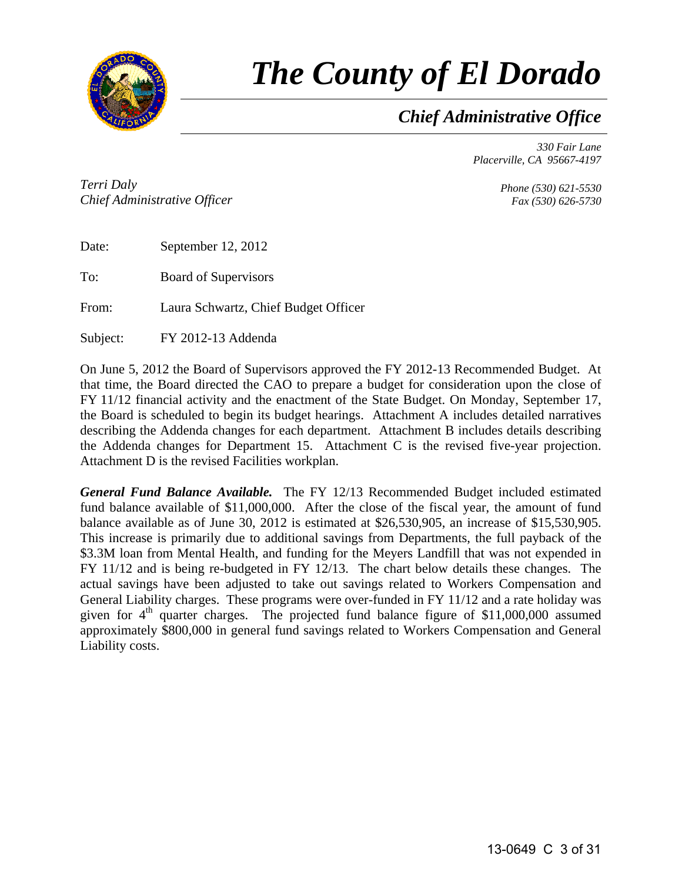# The County of El Dorado

## Chief Administrative Office

*330 Fair Lane*
*Placerville, CA 95667-4197*

*Terri Daly*
*Chief Administrative Officer*

*Phone (530) 621-5530*
*Fax (530) 626-5730*

Date: September 12, 2012

To: Board of Supervisors

From: Laura Schwartz, Chief Budget Officer

Subject: FY 2012-13 Addenda

On June 5, 2012 the Board of Supervisors approved the FY 2012-13 Recommended Budget. At that time, the Board directed the CAO to prepare a budget for consideration upon the close of FY 11/12 financial activity and the enactment of the State Budget. On Monday, September 17, the Board is scheduled to begin its budget hearings. Attachment A includes detailed narratives describing the Addenda changes for each department. Attachment B includes details describing the Addenda changes for Department 15. Attachment C is the revised five-year projection. Attachment D is the revised Facilities workplan.

***General Fund Balance Available.*** The FY 12/13 Recommended Budget included estimated fund balance available of $11,000,000. After the close of the fiscal year, the amount of fund balance available as of June 30, 2012 is estimated at $26,530,905, an increase of $15,530,905. This increase is primarily due to additional savings from Departments, the full payback of the $3.3M loan from Mental Health, and funding for the Meyers Landfill that was not expended in FY 11/12 and is being re-budgeted in FY 12/13. The chart below details these changes. The actual savings have been adjusted to take out savings related to Workers Compensation and General Liability charges. These programs were over-funded in FY 11/12 and a rate holiday was given for 4th quarter charges. The projected fund balance figure of $11,000,000 assumed approximately $800,000 in general fund savings related to Workers Compensation and General Liability costs.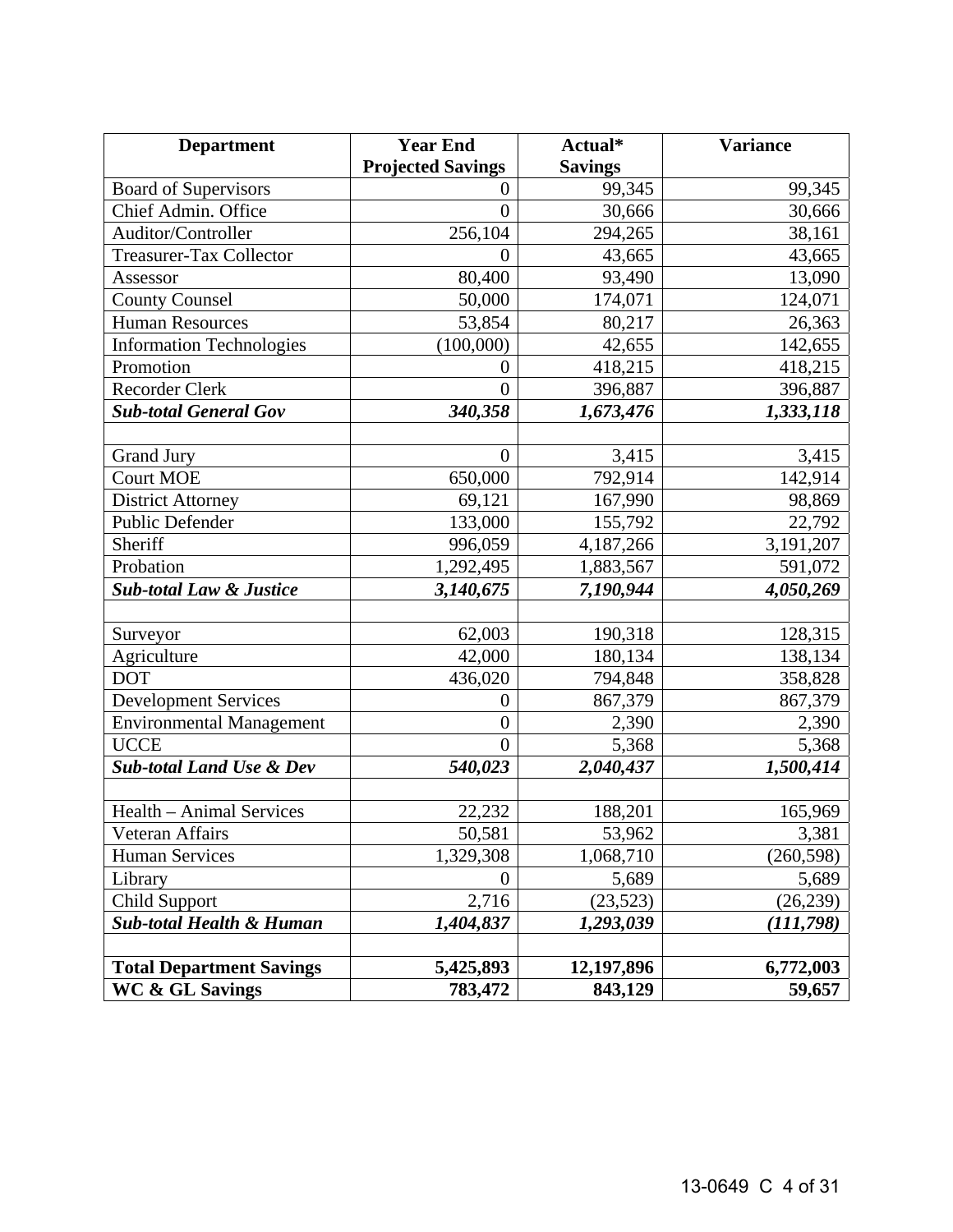| Department | Year End Projected Savings | Actual* Savings | Variance |
|---|---|---|---|
| Board of Supervisors | 0 | 99,345 | 99,345 |
| Chief Admin. Office | 0 | 30,666 | 30,666 |
| Auditor/Controller | 256,104 | 294,265 | 38,161 |
| Treasurer-Tax Collector | 0 | 43,665 | 43,665 |
| Assessor | 80,400 | 93,490 | 13,090 |
| County Counsel | 50,000 | 174,071 | 124,071 |
| Human Resources | 53,854 | 80,217 | 26,363 |
| Information Technologies | (100,000) | 42,655 | 142,655 |
| Promotion | 0 | 418,215 | 418,215 |
| Recorder Clerk | 0 | 396,887 | 396,887 |
| ***Sub-total General Gov*** | ***340,358*** | ***1,673,476*** | ***1,333,118*** |
| | | | |
| Grand Jury | 0 | 3,415 | 3,415 |
| Court MOE | 650,000 | 792,914 | 142,914 |
| District Attorney | 69,121 | 167,990 | 98,869 |
| Public Defender | 133,000 | 155,792 | 22,792 |
| Sheriff | 996,059 | 4,187,266 | 3,191,207 |
| Probation | 1,292,495 | 1,883,567 | 591,072 |
| ***Sub-total Law & Justice*** | ***3,140,675*** | ***7,190,944*** | ***4,050,269*** |
| | | | |
| Surveyor | 62,003 | 190,318 | 128,315 |
| Agriculture | 42,000 | 180,134 | 138,134 |
| DOT | 436,020 | 794,848 | 358,828 |
| Development Services | 0 | 867,379 | 867,379 |
| Environmental Management | 0 | 2,390 | 2,390 |
| UCCE | 0 | 5,368 | 5,368 |
| ***Sub-total Land Use & Dev*** | ***540,023*** | ***2,040,437*** | ***1,500,414*** |
| | | | |
| Health – Animal Services | 22,232 | 188,201 | 165,969 |
| Veteran Affairs | 50,581 | 53,962 | 3,381 |
| Human Services | 1,329,308 | 1,068,710 | (260,598) |
| Library | 0 | 5,689 | 5,689 |
| Child Support | 2,716 | (23,523) | (26,239) |
| ***Sub-total Health & Human*** | ***1,404,837*** | ***1,293,039*** | ***(111,798)*** |
| | | | |
| **Total Department Savings** | **5,425,893** | **12,197,896** | **6,772,003** |
| **WC & GL Savings** | **783,472** | **843,129** | **59,657** |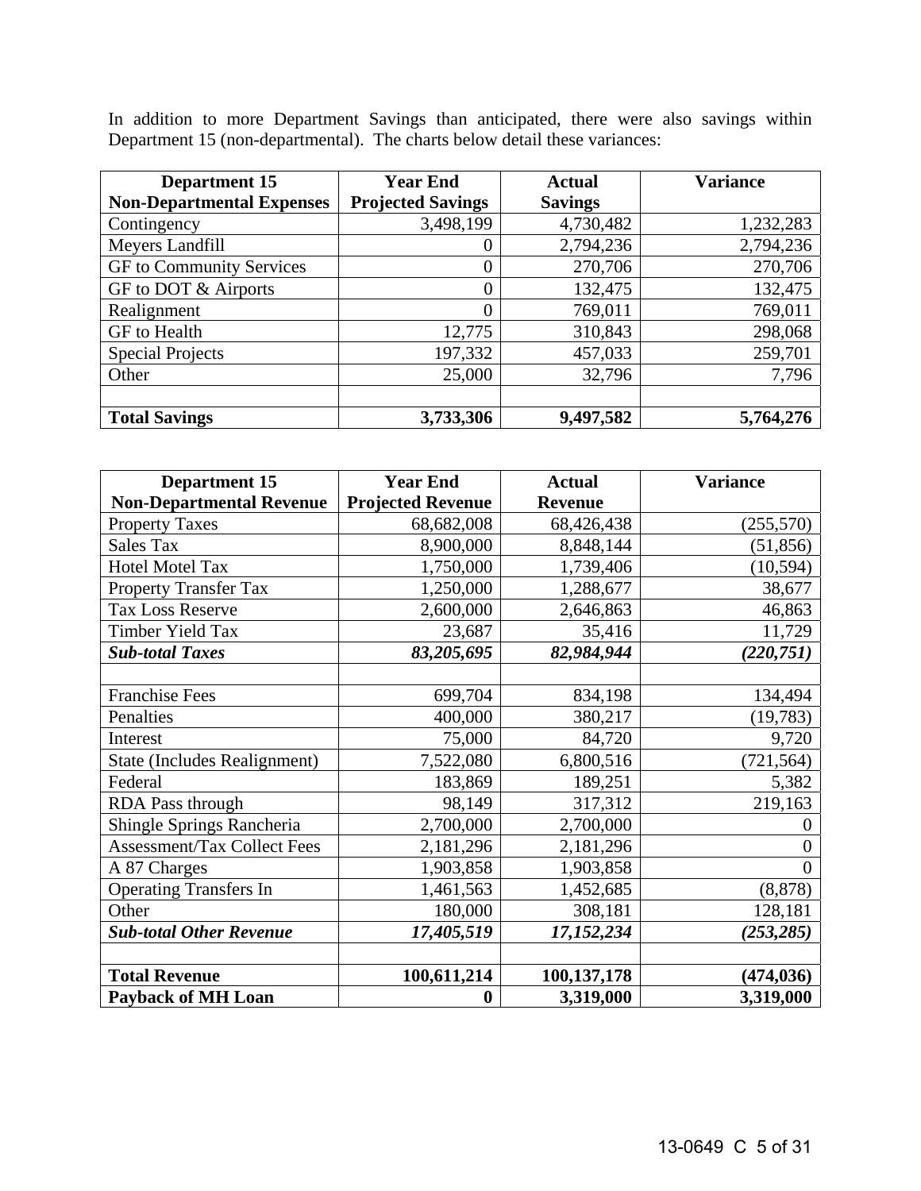In addition to more Department Savings than anticipated, there were also savings within Department 15 (non-departmental). The charts below detail these variances:

| Department 15 Non-Departmental Expenses | Year End Projected Savings | Actual Savings | Variance |
|---|---|---|---|
| Contingency | 3,498,199 | 4,730,482 | 1,232,283 |
| Meyers Landfill | 0 | 2,794,236 | 2,794,236 |
| GF to Community Services | 0 | 270,706 | 270,706 |
| GF to DOT & Airports | 0 | 132,475 | 132,475 |
| Realignment | 0 | 769,011 | 769,011 |
| GF to Health | 12,775 | 310,843 | 298,068 |
| Special Projects | 197,332 | 457,033 | 259,701 |
| Other | 25,000 | 32,796 | 7,796 |
| | | | |
| **Total Savings** | **3,733,306** | **9,497,582** | **5,764,276** |

| Department 15 Non-Departmental Revenue | Year End Projected Revenue | Actual Revenue | Variance |
|---|---|---|---|
| Property Taxes | 68,682,008 | 68,426,438 | (255,570) |
| Sales Tax | 8,900,000 | 8,848,144 | (51,856) |
| Hotel Motel Tax | 1,750,000 | 1,739,406 | (10,594) |
| Property Transfer Tax | 1,250,000 | 1,288,677 | 38,677 |
| Tax Loss Reserve | 2,600,000 | 2,646,863 | 46,863 |
| Timber Yield Tax | 23,687 | 35,416 | 11,729 |
| ***Sub-total Taxes*** | ***83,205,695*** | ***82,984,944*** | ***(220,751)*** |
| | | | |
| Franchise Fees | 699,704 | 834,198 | 134,494 |
| Penalties | 400,000 | 380,217 | (19,783) |
| Interest | 75,000 | 84,720 | 9,720 |
| State (Includes Realignment) | 7,522,080 | 6,800,516 | (721,564) |
| Federal | 183,869 | 189,251 | 5,382 |
| RDA Pass through | 98,149 | 317,312 | 219,163 |
| Shingle Springs Rancheria | 2,700,000 | 2,700,000 | 0 |
| Assessment/Tax Collect Fees | 2,181,296 | 2,181,296 | 0 |
| A 87 Charges | 1,903,858 | 1,903,858 | 0 |
| Operating Transfers In | 1,461,563 | 1,452,685 | (8,878) |
| Other | 180,000 | 308,181 | 128,181 |
| ***Sub-total Other Revenue*** | ***17,405,519*** | ***17,152,234*** | ***(253,285)*** |
| | | | |
| **Total Revenue** | **100,611,214** | **100,137,178** | **(474,036)** |
| **Payback of MH Loan** | **0** | **3,319,000** | **3,319,000** |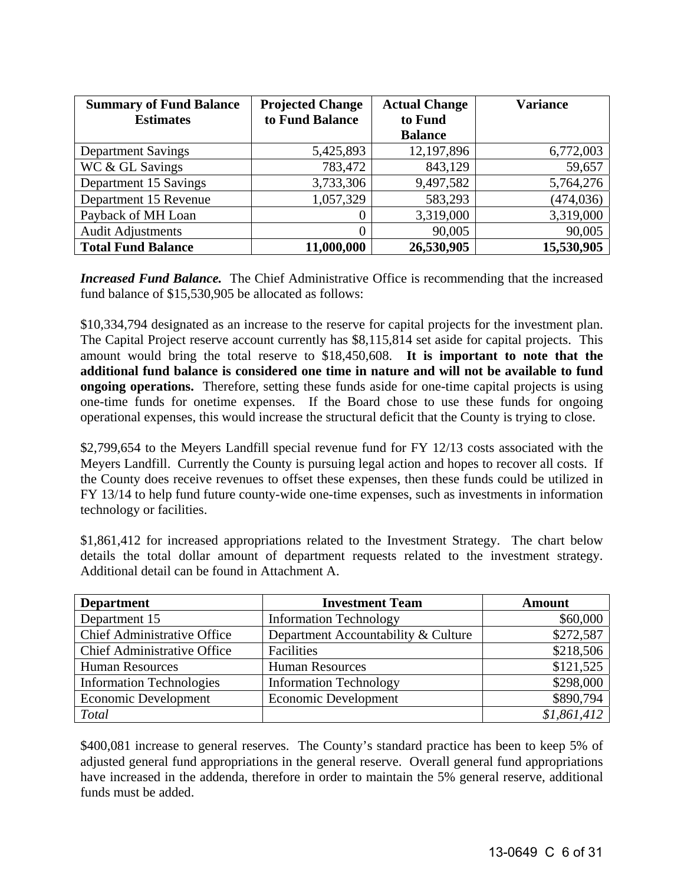| Summary of Fund Balance Estimates | Projected Change to Fund Balance | Actual Change to Fund Balance | Variance |
|---|---|---|---|
| Department Savings | 5,425,893 | 12,197,896 | 6,772,003 |
| WC & GL Savings | 783,472 | 843,129 | 59,657 |
| Department 15 Savings | 3,733,306 | 9,497,582 | 5,764,276 |
| Department 15 Revenue | 1,057,329 | 583,293 | (474,036) |
| Payback of MH Loan | 0 | 3,319,000 | 3,319,000 |
| Audit Adjustments | 0 | 90,005 | 90,005 |
| **Total Fund Balance** | **11,000,000** | **26,530,905** | **15,530,905** |

***Increased Fund Balance.*** The Chief Administrative Office is recommending that the increased fund balance of $15,530,905 be allocated as follows:

$10,334,794 designated as an increase to the reserve for capital projects for the investment plan. The Capital Project reserve account currently has $8,115,814 set aside for capital projects. This amount would bring the total reserve to $18,450,608. **It is important to note that the additional fund balance is considered one time in nature and will not be available to fund ongoing operations.** Therefore, setting these funds aside for one-time capital projects is using one-time funds for onetime expenses. If the Board chose to use these funds for ongoing operational expenses, this would increase the structural deficit that the County is trying to close.

$2,799,654 to the Meyers Landfill special revenue fund for FY 12/13 costs associated with the Meyers Landfill. Currently the County is pursuing legal action and hopes to recover all costs. If the County does receive revenues to offset these expenses, then these funds could be utilized in FY 13/14 to help fund future county-wide one-time expenses, such as investments in information technology or facilities.

$1,861,412 for increased appropriations related to the Investment Strategy. The chart below details the total dollar amount of department requests related to the investment strategy. Additional detail can be found in Attachment A.

| Department | Investment Team | Amount |
|---|---|---|
| Department 15 | Information Technology | $60,000 |
| Chief Administrative Office | Department Accountability & Culture | $272,587 |
| Chief Administrative Office | Facilities | $218,506 |
| Human Resources | Human Resources | $121,525 |
| Information Technologies | Information Technology | $298,000 |
| Economic Development | Economic Development | $890,794 |
| *Total* | | *$1,861,412* |

$400,081 increase to general reserves. The County's standard practice has been to keep 5% of adjusted general fund appropriations in the general reserve. Overall general fund appropriations have increased in the addenda, therefore in order to maintain the 5% general reserve, additional funds must be added.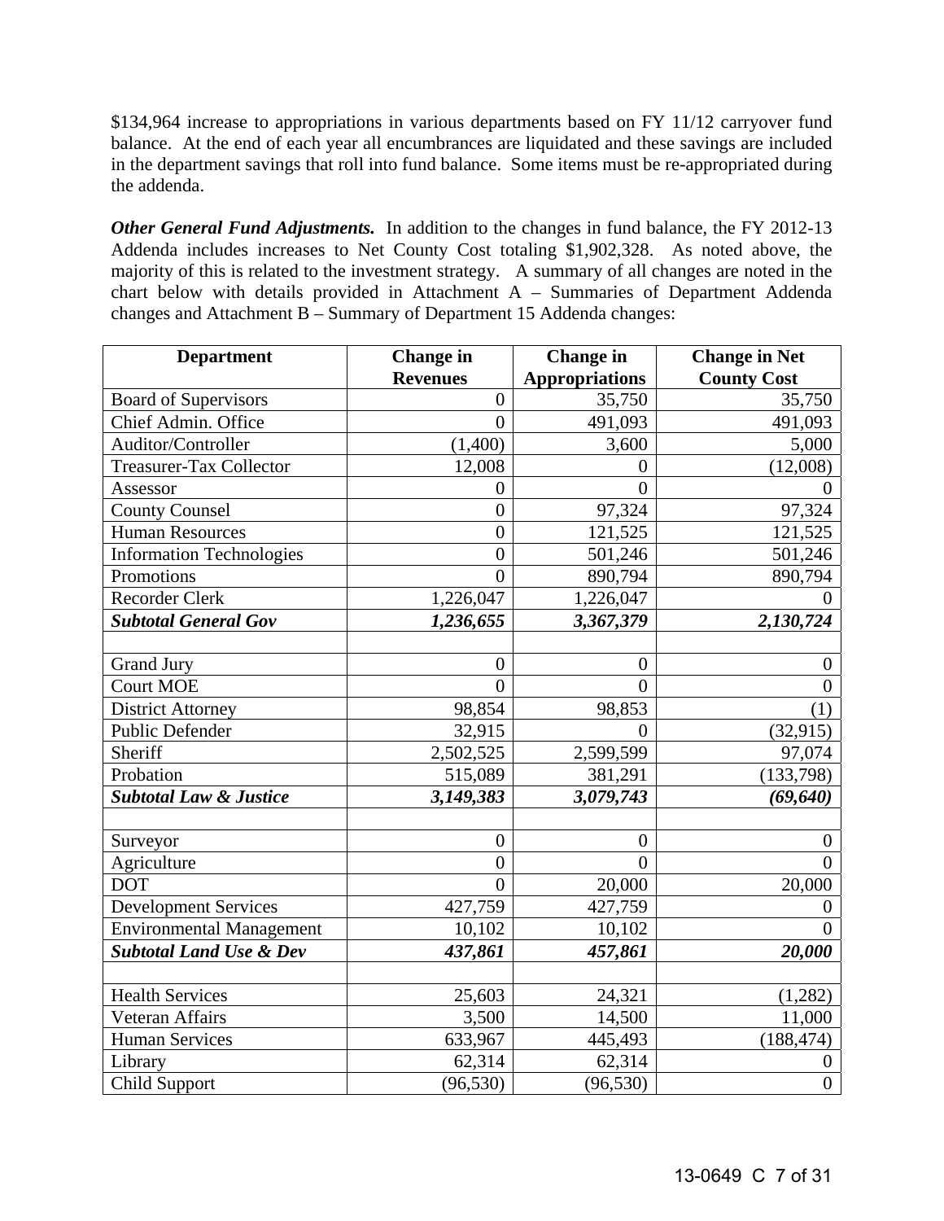$134,964 increase to appropriations in various departments based on FY 11/12 carryover fund balance. At the end of each year all encumbrances are liquidated and these savings are included in the department savings that roll into fund balance. Some items must be re-appropriated during the addenda.

***Other General Fund Adjustments.*** In addition to the changes in fund balance, the FY 2012-13 Addenda includes increases to Net County Cost totaling $1,902,328. As noted above, the majority of this is related to the investment strategy. A summary of all changes are noted in the chart below with details provided in Attachment A – Summaries of Department Addenda changes and Attachment B – Summary of Department 15 Addenda changes:

| Department | Change in Revenues | Change in Appropriations | Change in Net County Cost |
|---|---:|---:|---:|
| Board of Supervisors | 0 | 35,750 | 35,750 |
| Chief Admin. Office | 0 | 491,093 | 491,093 |
| Auditor/Controller | (1,400) | 3,600 | 5,000 |
| Treasurer-Tax Collector | 12,008 | 0 | (12,008) |
| Assessor | 0 | 0 | 0 |
| County Counsel | 0 | 97,324 | 97,324 |
| Human Resources | 0 | 121,525 | 121,525 |
| Information Technologies | 0 | 501,246 | 501,246 |
| Promotions | 0 | 890,794 | 890,794 |
| Recorder Clerk | 1,226,047 | 1,226,047 | 0 |
| ***Subtotal General Gov*** | ***1,236,655*** | ***3,367,379*** | ***2,130,724*** |
| | | | |
| Grand Jury | 0 | 0 | 0 |
| Court MOE | 0 | 0 | 0 |
| District Attorney | 98,854 | 98,853 | (1) |
| Public Defender | 32,915 | 0 | (32,915) |
| Sheriff | 2,502,525 | 2,599,599 | 97,074 |
| Probation | 515,089 | 381,291 | (133,798) |
| ***Subtotal Law & Justice*** | ***3,149,383*** | ***3,079,743*** | ***(69,640)*** |
| | | | |
| Surveyor | 0 | 0 | 0 |
| Agriculture | 0 | 0 | 0 |
| DOT | 0 | 20,000 | 20,000 |
| Development Services | 427,759 | 427,759 | 0 |
| Environmental Management | 10,102 | 10,102 | 0 |
| ***Subtotal Land Use & Dev*** | ***437,861*** | ***457,861*** | ***20,000*** |
| | | | |
| Health Services | 25,603 | 24,321 | (1,282) |
| Veteran Affairs | 3,500 | 14,500 | 11,000 |
| Human Services | 633,967 | 445,493 | (188,474) |
| Library | 62,314 | 62,314 | 0 |
| Child Support | (96,530) | (96,530) | 0 |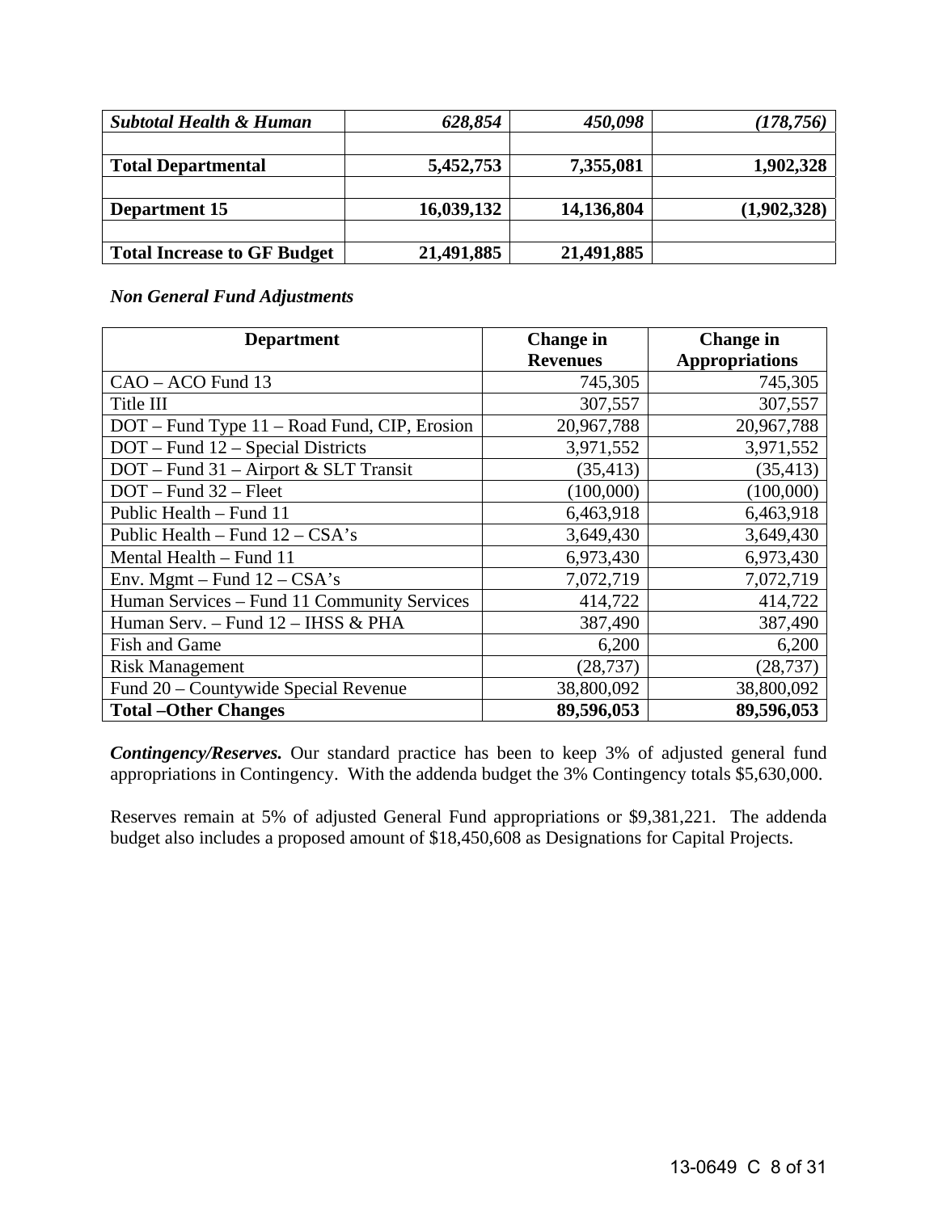| | | | |
|---|---|---|---|
| ***Subtotal Health & Human*** | ***628,854*** | ***450,098*** | ***(178,756)*** |
| | | | |
| **Total Departmental** | **5,452,753** | **7,355,081** | **1,902,328** |
| | | | |
| **Department 15** | **16,039,132** | **14,136,804** | **(1,902,328)** |
| | | | |
| **Total Increase to GF Budget** | **21,491,885** | **21,491,885** | |

***Non General Fund Adjustments***

| Department | Change in Revenues | Change in Appropriations |
|---|---|---|
| CAO – ACO Fund 13 | 745,305 | 745,305 |
| Title III | 307,557 | 307,557 |
| DOT – Fund Type 11 – Road Fund, CIP, Erosion | 20,967,788 | 20,967,788 |
| DOT – Fund 12 – Special Districts | 3,971,552 | 3,971,552 |
| DOT – Fund 31 – Airport & SLT Transit | (35,413) | (35,413) |
| DOT – Fund 32 – Fleet | (100,000) | (100,000) |
| Public Health – Fund 11 | 6,463,918 | 6,463,918 |
| Public Health – Fund 12 – CSA's | 3,649,430 | 3,649,430 |
| Mental Health – Fund 11 | 6,973,430 | 6,973,430 |
| Env. Mgmt – Fund 12 – CSA's | 7,072,719 | 7,072,719 |
| Human Services – Fund 11 Community Services | 414,722 | 414,722 |
| Human Serv. – Fund 12 – IHSS & PHA | 387,490 | 387,490 |
| Fish and Game | 6,200 | 6,200 |
| Risk Management | (28,737) | (28,737) |
| Fund 20 – Countywide Special Revenue | 38,800,092 | 38,800,092 |
| **Total –Other Changes** | **89,596,053** | **89,596,053** |

***Contingency/Reserves.*** Our standard practice has been to keep 3% of adjusted general fund appropriations in Contingency. With the addenda budget the 3% Contingency totals $5,630,000.

Reserves remain at 5% of adjusted General Fund appropriations or $9,381,221. The addenda budget also includes a proposed amount of $18,450,608 as Designations for Capital Projects.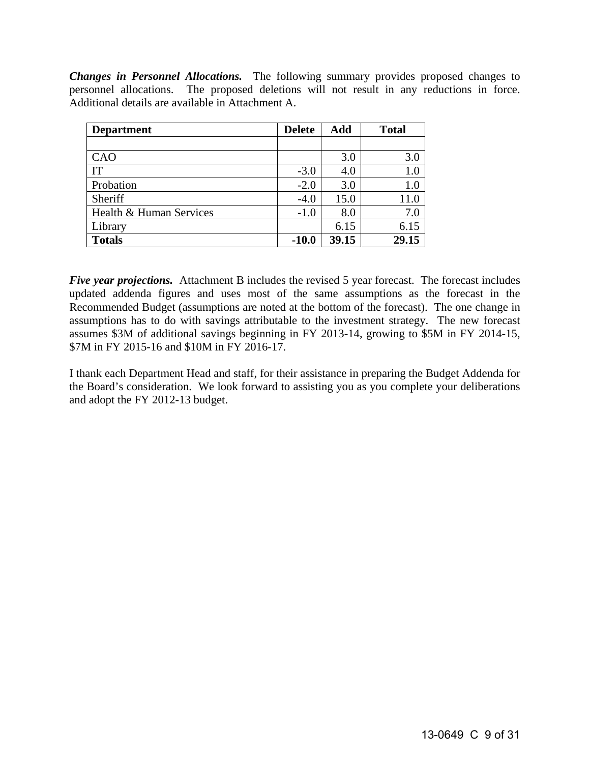***Changes in Personnel Allocations.*** The following summary provides proposed changes to personnel allocations. The proposed deletions will not result in any reductions in force. Additional details are available in Attachment A.

| **Department** | **Delete** | **Add** | **Total** |
|---|---|---|---|
| | | | |
| CAO | | 3.0 | 3.0 |
| IT | -3.0 | 4.0 | 1.0 |
| Probation | -2.0 | 3.0 | 1.0 |
| Sheriff | -4.0 | 15.0 | 11.0 |
| Health & Human Services | -1.0 | 8.0 | 7.0 |
| Library | | 6.15 | 6.15 |
| **Totals** | **-10.0** | **39.15** | **29.15** |

***Five year projections.*** Attachment B includes the revised 5 year forecast. The forecast includes updated addenda figures and uses most of the same assumptions as the forecast in the Recommended Budget (assumptions are noted at the bottom of the forecast). The one change in assumptions has to do with savings attributable to the investment strategy. The new forecast assumes $3M of additional savings beginning in FY 2013-14, growing to $5M in FY 2014-15, $7M in FY 2015-16 and $10M in FY 2016-17.

I thank each Department Head and staff, for their assistance in preparing the Budget Addenda for the Board's consideration. We look forward to assisting you as you complete your deliberations and adopt the FY 2012-13 budget.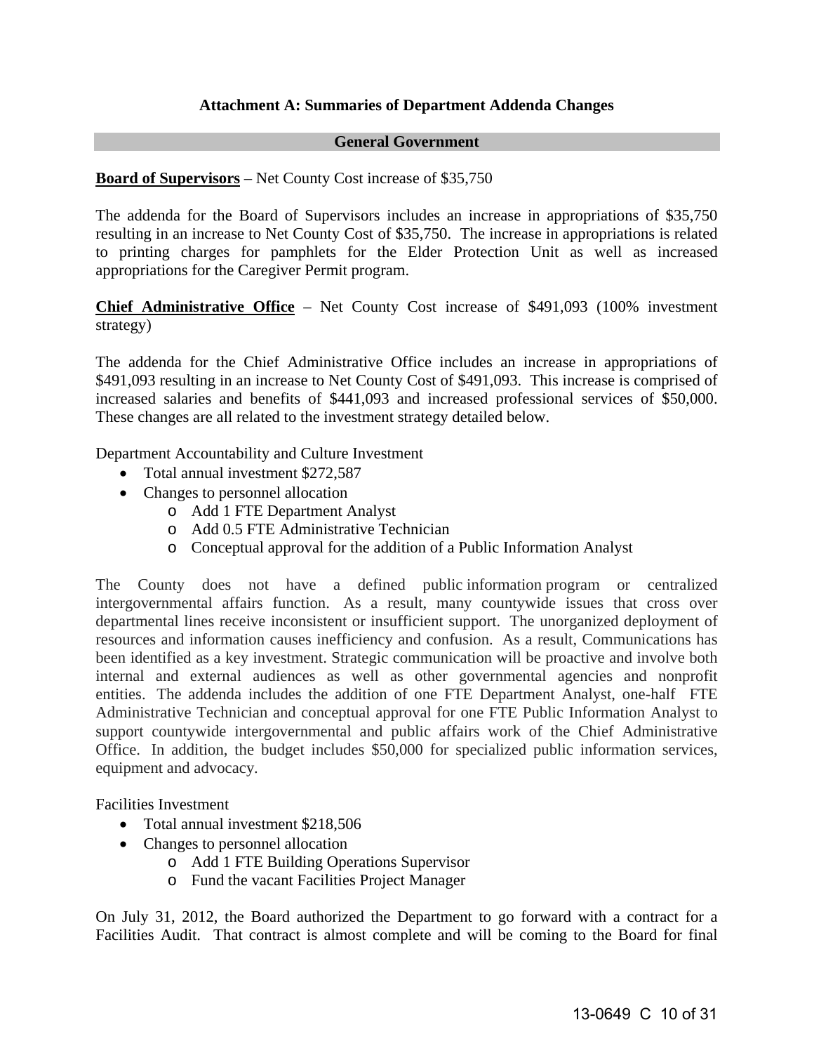## Attachment A: Summaries of Department Addenda Changes

### General Government

**Board of Supervisors** – Net County Cost increase of $35,750

The addenda for the Board of Supervisors includes an increase in appropriations of $35,750 resulting in an increase to Net County Cost of $35,750. The increase in appropriations is related to printing charges for pamphlets for the Elder Protection Unit as well as increased appropriations for the Caregiver Permit program.

**Chief Administrative Office** – Net County Cost increase of $491,093 (100% investment strategy)

The addenda for the Chief Administrative Office includes an increase in appropriations of $491,093 resulting in an increase to Net County Cost of $491,093. This increase is comprised of increased salaries and benefits of $441,093 and increased professional services of $50,000. These changes are all related to the investment strategy detailed below.

Department Accountability and Culture Investment

- Total annual investment $272,587
- Changes to personnel allocation
  - Add 1 FTE Department Analyst
  - Add 0.5 FTE Administrative Technician
  - Conceptual approval for the addition of a Public Information Analyst

The County does not have a defined public information program or centralized intergovernmental affairs function. As a result, many countywide issues that cross over departmental lines receive inconsistent or insufficient support. The unorganized deployment of resources and information causes inefficiency and confusion. As a result, Communications has been identified as a key investment. Strategic communication will be proactive and involve both internal and external audiences as well as other governmental agencies and nonprofit entities. The addenda includes the addition of one FTE Department Analyst, one-half FTE Administrative Technician and conceptual approval for one FTE Public Information Analyst to support countywide intergovernmental and public affairs work of the Chief Administrative Office. In addition, the budget includes $50,000 for specialized public information services, equipment and advocacy.

Facilities Investment

- Total annual investment $218,506
- Changes to personnel allocation
  - Add 1 FTE Building Operations Supervisor
  - Fund the vacant Facilities Project Manager

On July 31, 2012, the Board authorized the Department to go forward with a contract for a Facilities Audit. That contract is almost complete and will be coming to the Board for final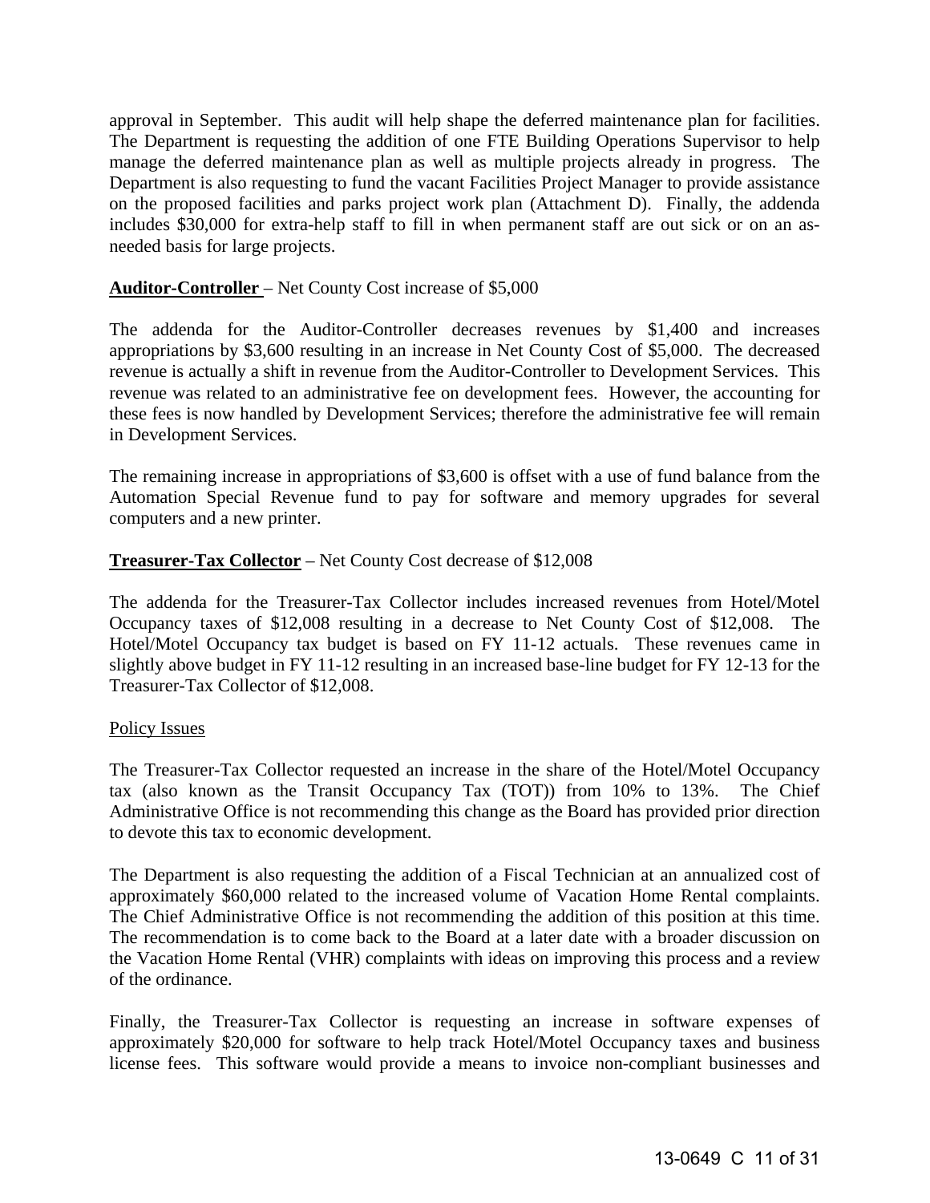approval in September. This audit will help shape the deferred maintenance plan for facilities. The Department is requesting the addition of one FTE Building Operations Supervisor to help manage the deferred maintenance plan as well as multiple projects already in progress. The Department is also requesting to fund the vacant Facilities Project Manager to provide assistance on the proposed facilities and parks project work plan (Attachment D). Finally, the addenda includes $30,000 for extra-help staff to fill in when permanent staff are out sick or on an as-needed basis for large projects.

**Auditor-Controller** – Net County Cost increase of $5,000

The addenda for the Auditor-Controller decreases revenues by $1,400 and increases appropriations by $3,600 resulting in an increase in Net County Cost of $5,000. The decreased revenue is actually a shift in revenue from the Auditor-Controller to Development Services. This revenue was related to an administrative fee on development fees. However, the accounting for these fees is now handled by Development Services; therefore the administrative fee will remain in Development Services.

The remaining increase in appropriations of $3,600 is offset with a use of fund balance from the Automation Special Revenue fund to pay for software and memory upgrades for several computers and a new printer.

**Treasurer-Tax Collector** – Net County Cost decrease of $12,008

The addenda for the Treasurer-Tax Collector includes increased revenues from Hotel/Motel Occupancy taxes of $12,008 resulting in a decrease to Net County Cost of $12,008. The Hotel/Motel Occupancy tax budget is based on FY 11-12 actuals. These revenues came in slightly above budget in FY 11-12 resulting in an increased base-line budget for FY 12-13 for the Treasurer-Tax Collector of $12,008.

Policy Issues

The Treasurer-Tax Collector requested an increase in the share of the Hotel/Motel Occupancy tax (also known as the Transit Occupancy Tax (TOT)) from 10% to 13%. The Chief Administrative Office is not recommending this change as the Board has provided prior direction to devote this tax to economic development.

The Department is also requesting the addition of a Fiscal Technician at an annualized cost of approximately $60,000 related to the increased volume of Vacation Home Rental complaints. The Chief Administrative Office is not recommending the addition of this position at this time. The recommendation is to come back to the Board at a later date with a broader discussion on the Vacation Home Rental (VHR) complaints with ideas on improving this process and a review of the ordinance.

Finally, the Treasurer-Tax Collector is requesting an increase in software expenses of approximately $20,000 for software to help track Hotel/Motel Occupancy taxes and business license fees. This software would provide a means to invoice non-compliant businesses and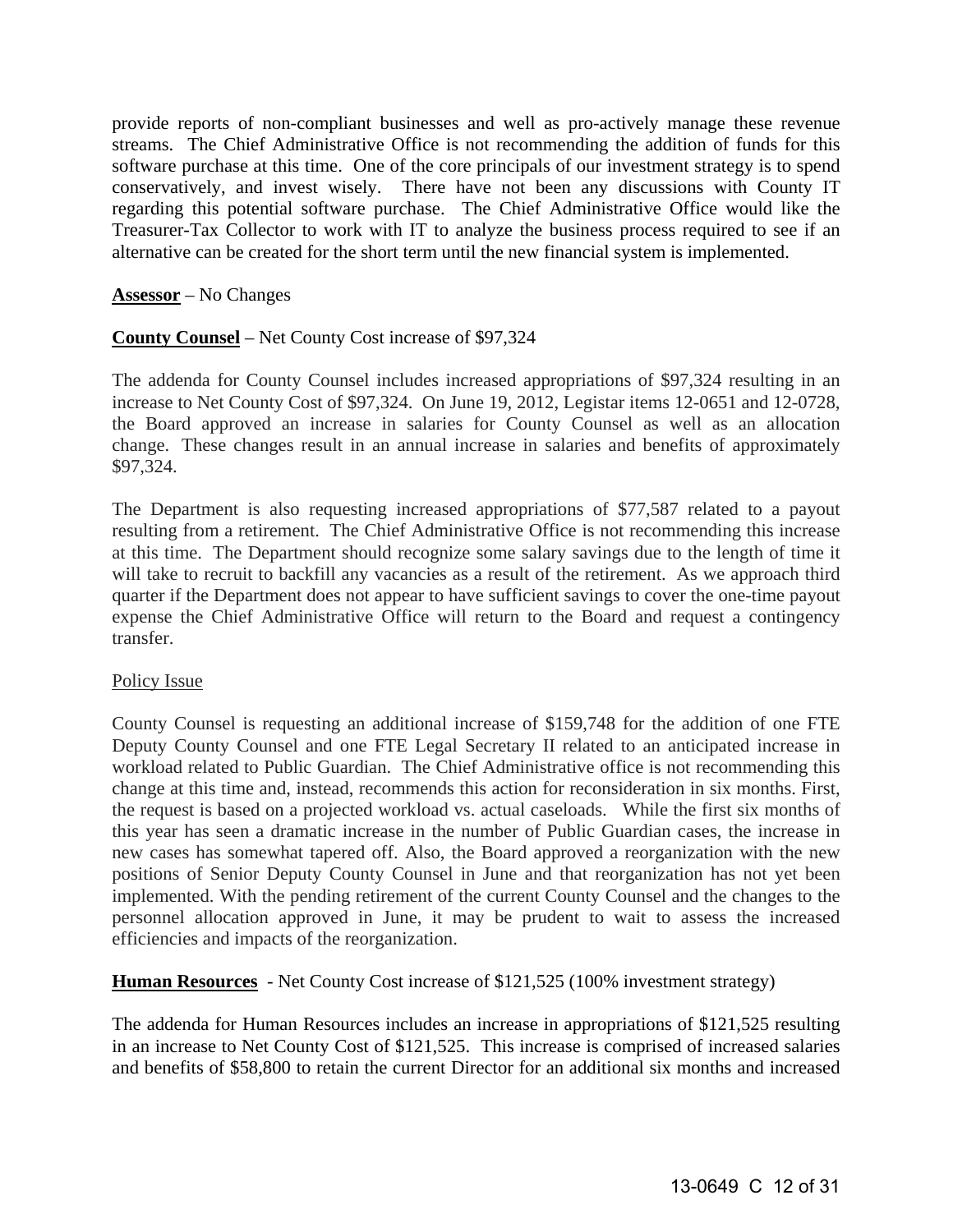provide reports of non-compliant businesses and well as pro-actively manage these revenue streams. The Chief Administrative Office is not recommending the addition of funds for this software purchase at this time. One of the core principals of our investment strategy is to spend conservatively, and invest wisely. There have not been any discussions with County IT regarding this potential software purchase. The Chief Administrative Office would like the Treasurer-Tax Collector to work with IT to analyze the business process required to see if an alternative can be created for the short term until the new financial system is implemented.

**Assessor** – No Changes

**County Counsel** – Net County Cost increase of $97,324

The addenda for County Counsel includes increased appropriations of $97,324 resulting in an increase to Net County Cost of $97,324. On June 19, 2012, Legistar items 12-0651 and 12-0728, the Board approved an increase in salaries for County Counsel as well as an allocation change. These changes result in an annual increase in salaries and benefits of approximately $97,324.

The Department is also requesting increased appropriations of $77,587 related to a payout resulting from a retirement. The Chief Administrative Office is not recommending this increase at this time. The Department should recognize some salary savings due to the length of time it will take to recruit to backfill any vacancies as a result of the retirement. As we approach third quarter if the Department does not appear to have sufficient savings to cover the one-time payout expense the Chief Administrative Office will return to the Board and request a contingency transfer.

Policy Issue

County Counsel is requesting an additional increase of $159,748 for the addition of one FTE Deputy County Counsel and one FTE Legal Secretary II related to an anticipated increase in workload related to Public Guardian. The Chief Administrative office is not recommending this change at this time and, instead, recommends this action for reconsideration in six months. First, the request is based on a projected workload vs. actual caseloads. While the first six months of this year has seen a dramatic increase in the number of Public Guardian cases, the increase in new cases has somewhat tapered off. Also, the Board approved a reorganization with the new positions of Senior Deputy County Counsel in June and that reorganization has not yet been implemented. With the pending retirement of the current County Counsel and the changes to the personnel allocation approved in June, it may be prudent to wait to assess the increased efficiencies and impacts of the reorganization.

**Human Resources** - Net County Cost increase of $121,525 (100% investment strategy)

The addenda for Human Resources includes an increase in appropriations of $121,525 resulting in an increase to Net County Cost of $121,525. This increase is comprised of increased salaries and benefits of $58,800 to retain the current Director for an additional six months and increased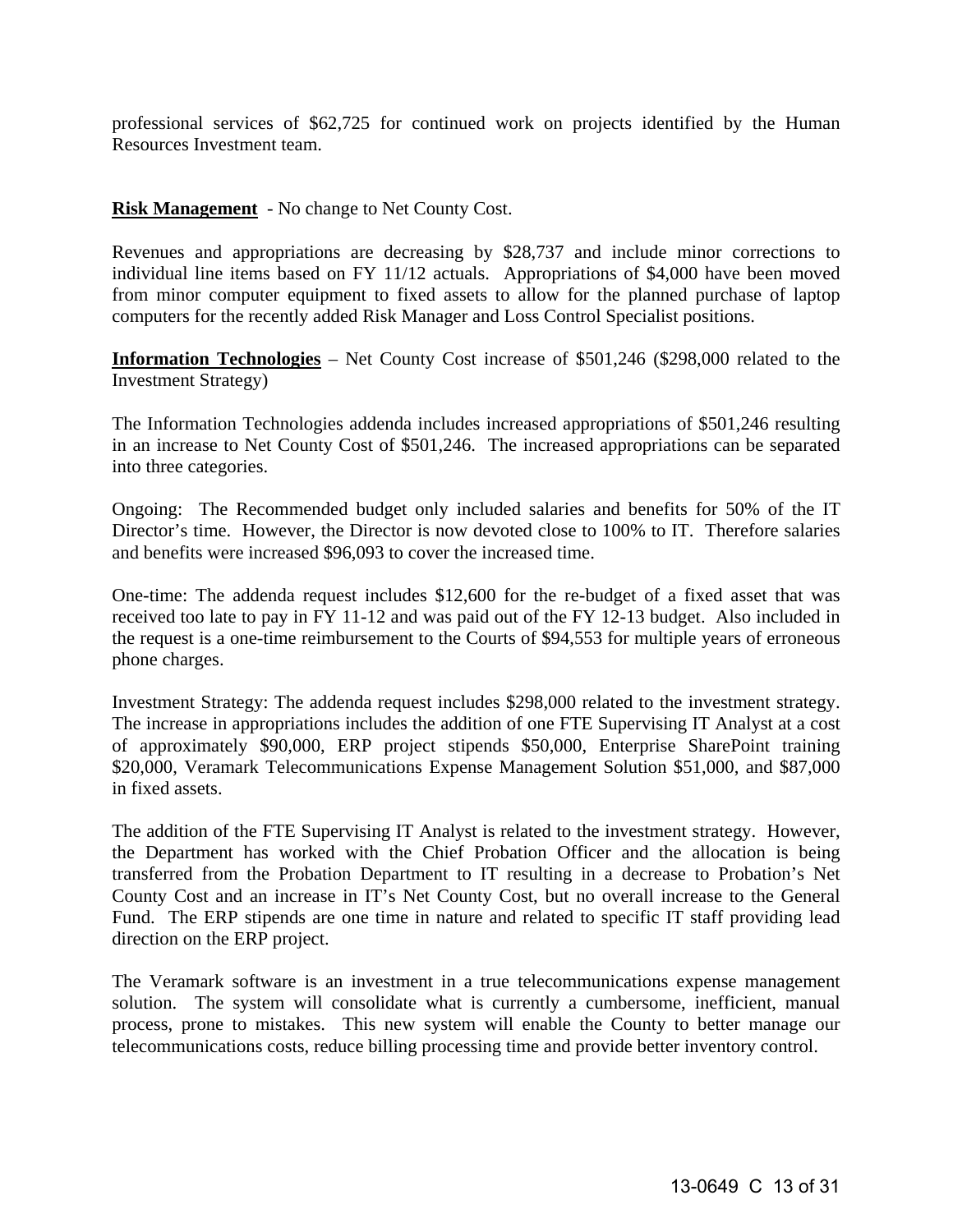professional services of $62,725 for continued work on projects identified by the Human Resources Investment team.

**Risk Management** - No change to Net County Cost.

Revenues and appropriations are decreasing by $28,737 and include minor corrections to individual line items based on FY 11/12 actuals. Appropriations of $4,000 have been moved from minor computer equipment to fixed assets to allow for the planned purchase of laptop computers for the recently added Risk Manager and Loss Control Specialist positions.

**Information Technologies** – Net County Cost increase of $501,246 ($298,000 related to the Investment Strategy)

The Information Technologies addenda includes increased appropriations of $501,246 resulting in an increase to Net County Cost of $501,246. The increased appropriations can be separated into three categories.

Ongoing: The Recommended budget only included salaries and benefits for 50% of the IT Director's time. However, the Director is now devoted close to 100% to IT. Therefore salaries and benefits were increased $96,093 to cover the increased time.

One-time: The addenda request includes $12,600 for the re-budget of a fixed asset that was received too late to pay in FY 11-12 and was paid out of the FY 12-13 budget. Also included in the request is a one-time reimbursement to the Courts of $94,553 for multiple years of erroneous phone charges.

Investment Strategy: The addenda request includes $298,000 related to the investment strategy. The increase in appropriations includes the addition of one FTE Supervising IT Analyst at a cost of approximately $90,000, ERP project stipends $50,000, Enterprise SharePoint training $20,000, Veramark Telecommunications Expense Management Solution $51,000, and $87,000 in fixed assets.

The addition of the FTE Supervising IT Analyst is related to the investment strategy. However, the Department has worked with the Chief Probation Officer and the allocation is being transferred from the Probation Department to IT resulting in a decrease to Probation's Net County Cost and an increase in IT's Net County Cost, but no overall increase to the General Fund. The ERP stipends are one time in nature and related to specific IT staff providing lead direction on the ERP project.

The Veramark software is an investment in a true telecommunications expense management solution. The system will consolidate what is currently a cumbersome, inefficient, manual process, prone to mistakes. This new system will enable the County to better manage our telecommunications costs, reduce billing processing time and provide better inventory control.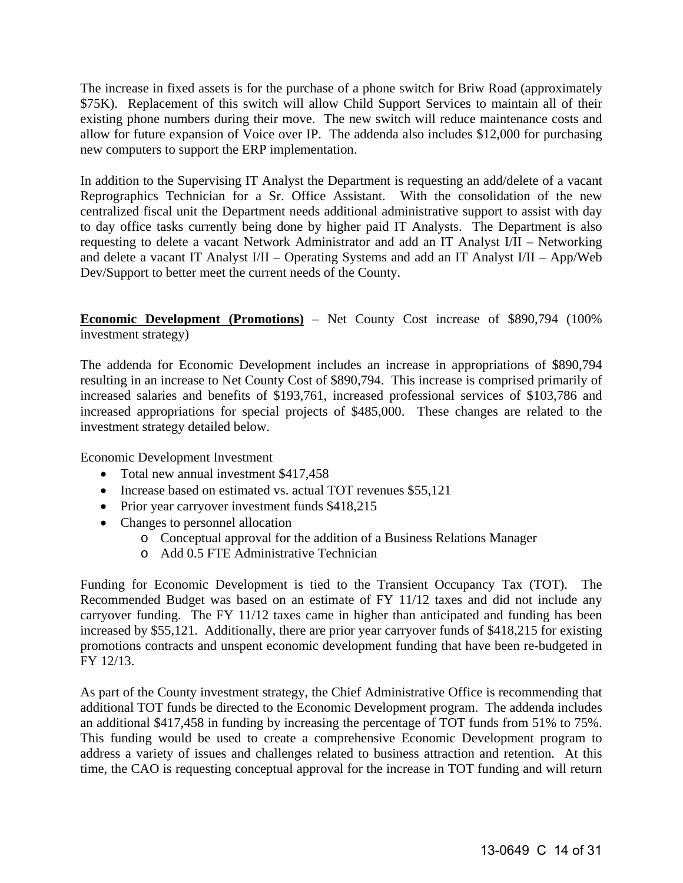The increase in fixed assets is for the purchase of a phone switch for Briw Road (approximately $75K). Replacement of this switch will allow Child Support Services to maintain all of their existing phone numbers during their move. The new switch will reduce maintenance costs and allow for future expansion of Voice over IP. The addenda also includes $12,000 for purchasing new computers to support the ERP implementation.

In addition to the Supervising IT Analyst the Department is requesting an add/delete of a vacant Reprographics Technician for a Sr. Office Assistant. With the consolidation of the new centralized fiscal unit the Department needs additional administrative support to assist with day to day office tasks currently being done by higher paid IT Analysts. The Department is also requesting to delete a vacant Network Administrator and add an IT Analyst I/II – Networking and delete a vacant IT Analyst I/II – Operating Systems and add an IT Analyst I/II – App/Web Dev/Support to better meet the current needs of the County.

**Economic Development (Promotions)** – Net County Cost increase of $890,794 (100% investment strategy)

The addenda for Economic Development includes an increase in appropriations of $890,794 resulting in an increase to Net County Cost of $890,794. This increase is comprised primarily of increased salaries and benefits of $193,761, increased professional services of $103,786 and increased appropriations for special projects of $485,000. These changes are related to the investment strategy detailed below.

Economic Development Investment

- Total new annual investment $417,458
- Increase based on estimated vs. actual TOT revenues $55,121
- Prior year carryover investment funds $418,215
- Changes to personnel allocation
  - Conceptual approval for the addition of a Business Relations Manager
  - Add 0.5 FTE Administrative Technician

Funding for Economic Development is tied to the Transient Occupancy Tax (TOT). The Recommended Budget was based on an estimate of FY 11/12 taxes and did not include any carryover funding. The FY 11/12 taxes came in higher than anticipated and funding has been increased by $55,121. Additionally, there are prior year carryover funds of $418,215 for existing promotions contracts and unspent economic development funding that have been re-budgeted in FY 12/13.

As part of the County investment strategy, the Chief Administrative Office is recommending that additional TOT funds be directed to the Economic Development program. The addenda includes an additional $417,458 in funding by increasing the percentage of TOT funds from 51% to 75%. This funding would be used to create a comprehensive Economic Development program to address a variety of issues and challenges related to business attraction and retention. At this time, the CAO is requesting conceptual approval for the increase in TOT funding and will return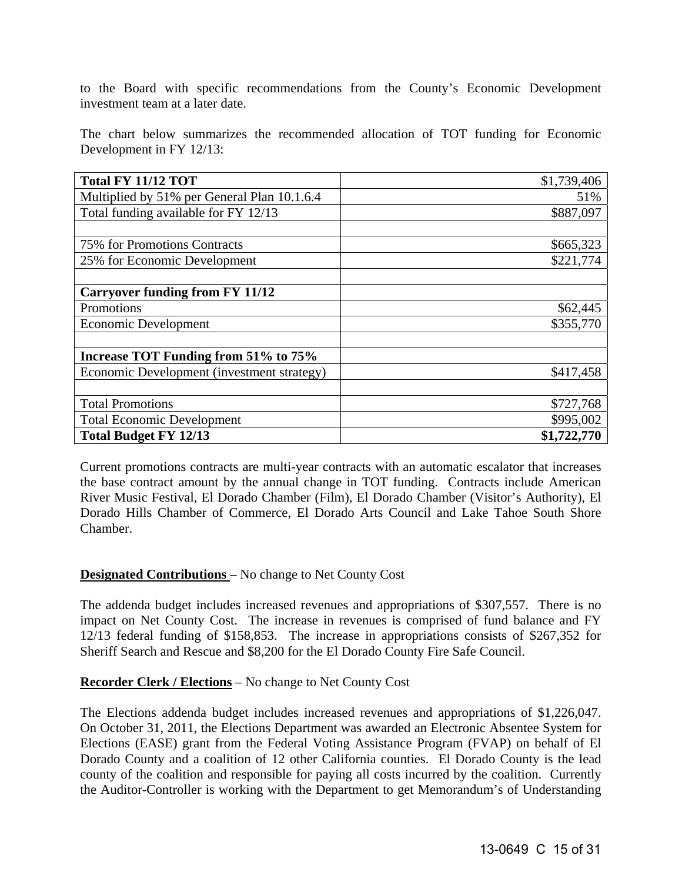to the Board with specific recommendations from the County's Economic Development investment team at a later date.

The chart below summarizes the recommended allocation of TOT funding for Economic Development in FY 12/13:

| **Total FY 11/12 TOT** | $1,739,406 |
|---|---|
| Multiplied by 51% per General Plan 10.1.6.4 | 51% |
| Total funding available for FY 12/13 | $887,097 |
| | |
| 75% for Promotions Contracts | $665,323 |
| 25% for Economic Development | $221,774 |
| | |
| **Carryover funding from FY 11/12** | |
| Promotions | $62,445 |
| Economic Development | $355,770 |
| | |
| **Increase TOT Funding from 51% to 75%** | |
| Economic Development (investment strategy) | $417,458 |
| | |
| Total Promotions | $727,768 |
| Total Economic Development | $995,002 |
| **Total Budget FY 12/13** | **$1,722,770** |

Current promotions contracts are multi-year contracts with an automatic escalator that increases the base contract amount by the annual change in TOT funding. Contracts include American River Music Festival, El Dorado Chamber (Film), El Dorado Chamber (Visitor's Authority), El Dorado Hills Chamber of Commerce, El Dorado Arts Council and Lake Tahoe South Shore Chamber.

**Designated Contributions** – No change to Net County Cost

The addenda budget includes increased revenues and appropriations of $307,557. There is no impact on Net County Cost. The increase in revenues is comprised of fund balance and FY 12/13 federal funding of $158,853. The increase in appropriations consists of $267,352 for Sheriff Search and Rescue and $8,200 for the El Dorado County Fire Safe Council.

**Recorder Clerk / Elections** – No change to Net County Cost

The Elections addenda budget includes increased revenues and appropriations of $1,226,047. On October 31, 2011, the Elections Department was awarded an Electronic Absentee System for Elections (EASE) grant from the Federal Voting Assistance Program (FVAP) on behalf of El Dorado County and a coalition of 12 other California counties. El Dorado County is the lead county of the coalition and responsible for paying all costs incurred by the coalition. Currently the Auditor-Controller is working with the Department to get Memorandum's of Understanding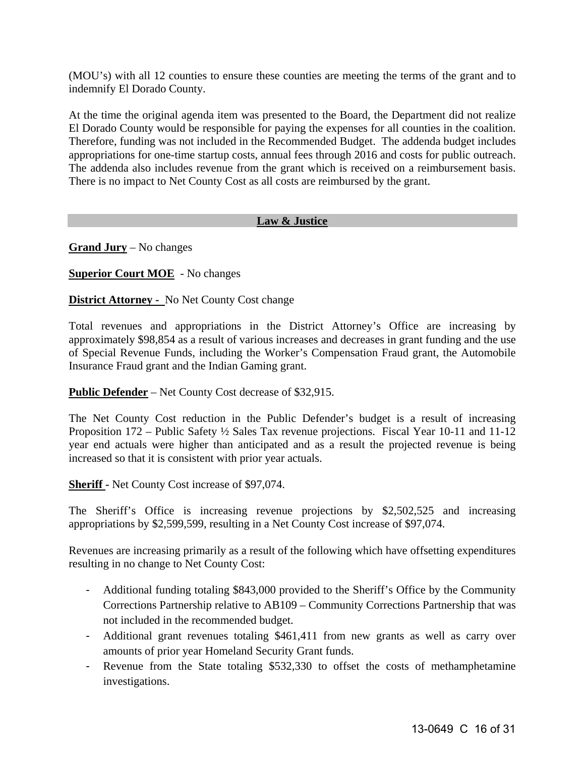(MOU's) with all 12 counties to ensure these counties are meeting the terms of the grant and to indemnify El Dorado County.

At the time the original agenda item was presented to the Board, the Department did not realize El Dorado County would be responsible for paying the expenses for all counties in the coalition. Therefore, funding was not included in the Recommended Budget. The addenda budget includes appropriations for one-time startup costs, annual fees through 2016 and costs for public outreach. The addenda also includes revenue from the grant which is received on a reimbursement basis. There is no impact to Net County Cost as all costs are reimbursed by the grant.

## Law & Justice

**Grand Jury** – No changes

**Superior Court MOE** - No changes

**District Attorney -** No Net County Cost change

Total revenues and appropriations in the District Attorney's Office are increasing by approximately $98,854 as a result of various increases and decreases in grant funding and the use of Special Revenue Funds, including the Worker's Compensation Fraud grant, the Automobile Insurance Fraud grant and the Indian Gaming grant.

**Public Defender** – Net County Cost decrease of $32,915.

The Net County Cost reduction in the Public Defender's budget is a result of increasing Proposition 172 – Public Safety ½ Sales Tax revenue projections. Fiscal Year 10-11 and 11-12 year end actuals were higher than anticipated and as a result the projected revenue is being increased so that it is consistent with prior year actuals.

**Sheriff** - Net County Cost increase of $97,074.

The Sheriff's Office is increasing revenue projections by $2,502,525 and increasing appropriations by $2,599,599, resulting in a Net County Cost increase of $97,074.

Revenues are increasing primarily as a result of the following which have offsetting expenditures resulting in no change to Net County Cost:

- Additional funding totaling $843,000 provided to the Sheriff's Office by the Community Corrections Partnership relative to AB109 – Community Corrections Partnership that was not included in the recommended budget.
- Additional grant revenues totaling $461,411 from new grants as well as carry over amounts of prior year Homeland Security Grant funds.
- Revenue from the State totaling $532,330 to offset the costs of methamphetamine investigations.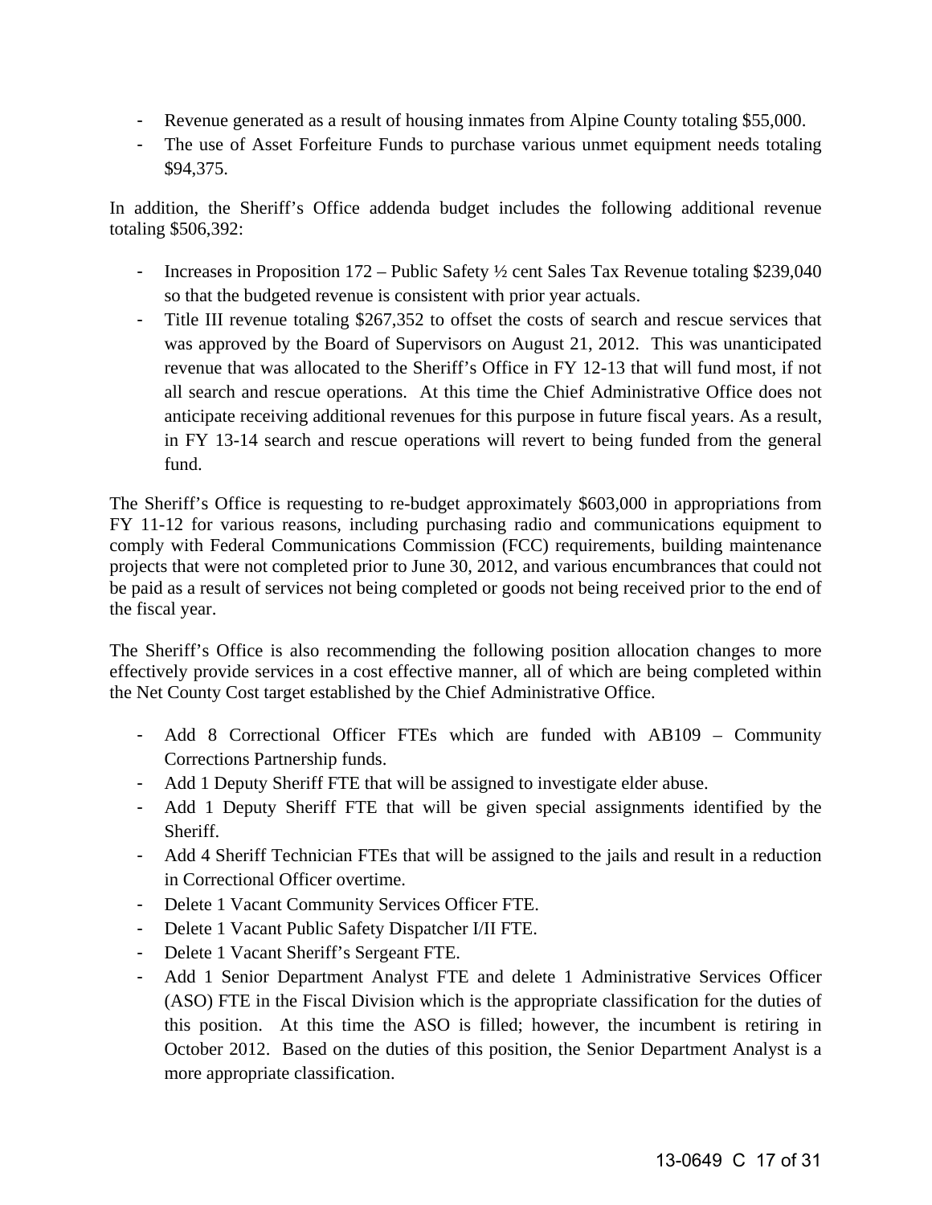- Revenue generated as a result of housing inmates from Alpine County totaling $55,000.
- The use of Asset Forfeiture Funds to purchase various unmet equipment needs totaling $94,375.

In addition, the Sheriff's Office addenda budget includes the following additional revenue totaling $506,392:

- Increases in Proposition 172 – Public Safety ½ cent Sales Tax Revenue totaling $239,040 so that the budgeted revenue is consistent with prior year actuals.
- Title III revenue totaling $267,352 to offset the costs of search and rescue services that was approved by the Board of Supervisors on August 21, 2012. This was unanticipated revenue that was allocated to the Sheriff's Office in FY 12-13 that will fund most, if not all search and rescue operations. At this time the Chief Administrative Office does not anticipate receiving additional revenues for this purpose in future fiscal years. As a result, in FY 13-14 search and rescue operations will revert to being funded from the general fund.

The Sheriff's Office is requesting to re-budget approximately $603,000 in appropriations from FY 11-12 for various reasons, including purchasing radio and communications equipment to comply with Federal Communications Commission (FCC) requirements, building maintenance projects that were not completed prior to June 30, 2012, and various encumbrances that could not be paid as a result of services not being completed or goods not being received prior to the end of the fiscal year.

The Sheriff's Office is also recommending the following position allocation changes to more effectively provide services in a cost effective manner, all of which are being completed within the Net County Cost target established by the Chief Administrative Office.

- Add 8 Correctional Officer FTEs which are funded with AB109 – Community Corrections Partnership funds.
- Add 1 Deputy Sheriff FTE that will be assigned to investigate elder abuse.
- Add 1 Deputy Sheriff FTE that will be given special assignments identified by the Sheriff.
- Add 4 Sheriff Technician FTEs that will be assigned to the jails and result in a reduction in Correctional Officer overtime.
- Delete 1 Vacant Community Services Officer FTE.
- Delete 1 Vacant Public Safety Dispatcher I/II FTE.
- Delete 1 Vacant Sheriff's Sergeant FTE.
- Add 1 Senior Department Analyst FTE and delete 1 Administrative Services Officer (ASO) FTE in the Fiscal Division which is the appropriate classification for the duties of this position. At this time the ASO is filled; however, the incumbent is retiring in October 2012. Based on the duties of this position, the Senior Department Analyst is a more appropriate classification.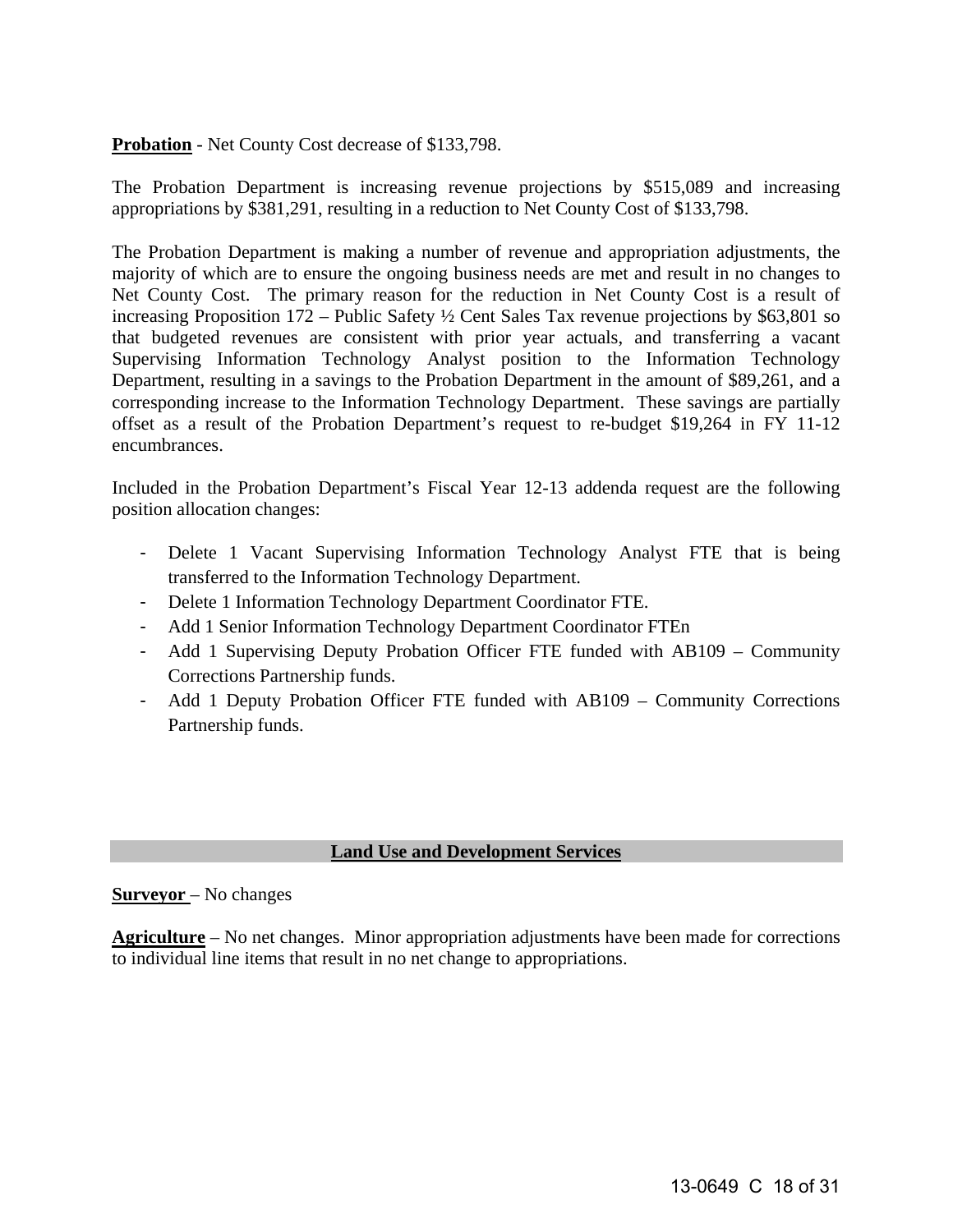**Probation** - Net County Cost decrease of $133,798.

The Probation Department is increasing revenue projections by $515,089 and increasing appropriations by $381,291, resulting in a reduction to Net County Cost of $133,798.

The Probation Department is making a number of revenue and appropriation adjustments, the majority of which are to ensure the ongoing business needs are met and result in no changes to Net County Cost. The primary reason for the reduction in Net County Cost is a result of increasing Proposition 172 – Public Safety ½ Cent Sales Tax revenue projections by $63,801 so that budgeted revenues are consistent with prior year actuals, and transferring a vacant Supervising Information Technology Analyst position to the Information Technology Department, resulting in a savings to the Probation Department in the amount of $89,261, and a corresponding increase to the Information Technology Department. These savings are partially offset as a result of the Probation Department's request to re-budget $19,264 in FY 11-12 encumbrances.

Included in the Probation Department's Fiscal Year 12-13 addenda request are the following position allocation changes:

- Delete 1 Vacant Supervising Information Technology Analyst FTE that is being transferred to the Information Technology Department.
- Delete 1 Information Technology Department Coordinator FTE.
- Add 1 Senior Information Technology Department Coordinator FTEn
- Add 1 Supervising Deputy Probation Officer FTE funded with AB109 – Community Corrections Partnership funds.
- Add 1 Deputy Probation Officer FTE funded with AB109 – Community Corrections Partnership funds.

## Land Use and Development Services

**Surveyor** – No changes

**Agriculture** – No net changes. Minor appropriation adjustments have been made for corrections to individual line items that result in no net change to appropriations.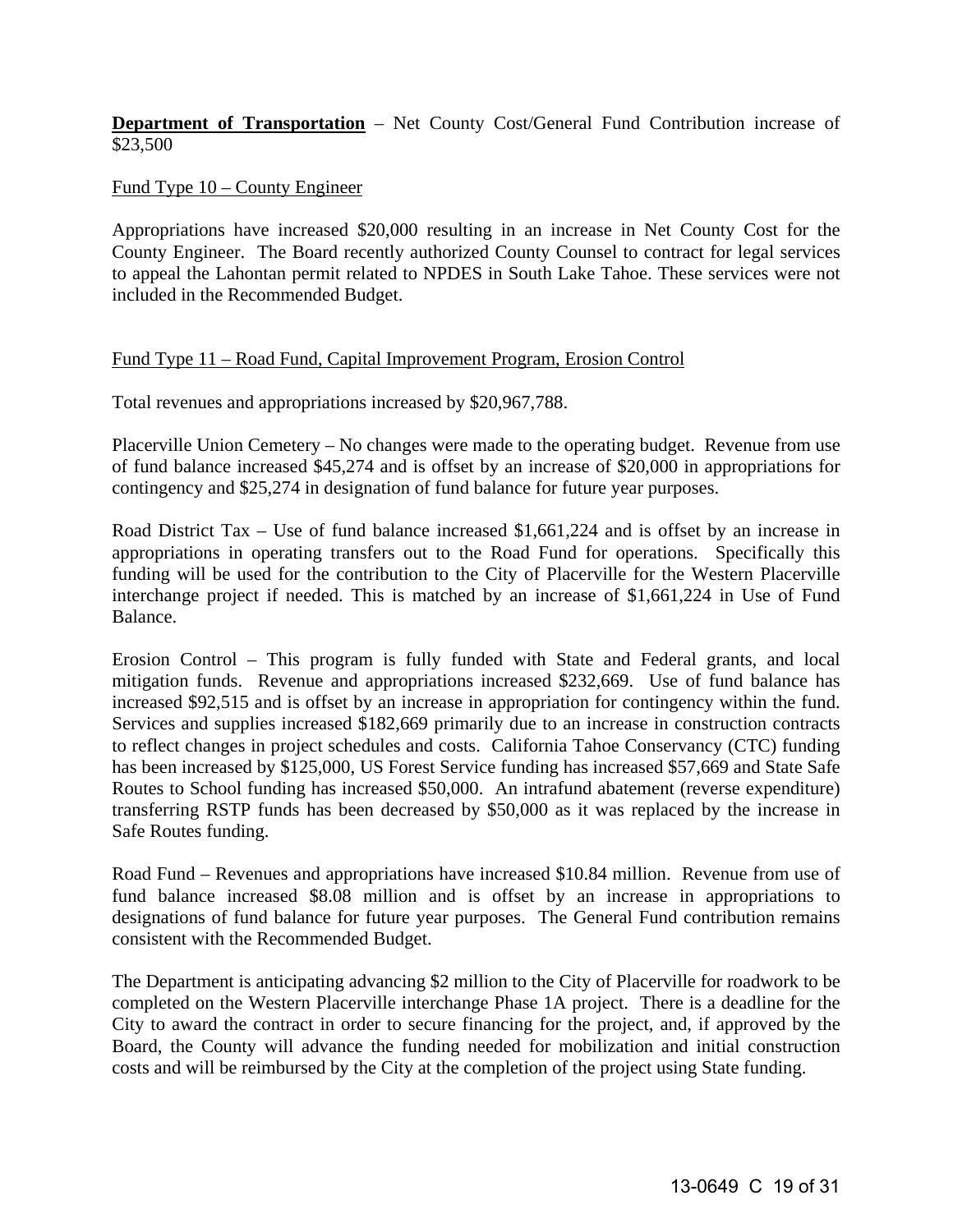**<u>Department of Transportation</u>** – Net County Cost/General Fund Contribution increase of $23,500

<u>Fund Type 10 – County Engineer</u>

Appropriations have increased $20,000 resulting in an increase in Net County Cost for the County Engineer. The Board recently authorized County Counsel to contract for legal services to appeal the Lahontan permit related to NPDES in South Lake Tahoe. These services were not included in the Recommended Budget.

<u>Fund Type 11 – Road Fund, Capital Improvement Program, Erosion Control</u>

Total revenues and appropriations increased by $20,967,788.

Placerville Union Cemetery – No changes were made to the operating budget. Revenue from use of fund balance increased $45,274 and is offset by an increase of $20,000 in appropriations for contingency and $25,274 in designation of fund balance for future year purposes.

Road District Tax – Use of fund balance increased $1,661,224 and is offset by an increase in appropriations in operating transfers out to the Road Fund for operations. Specifically this funding will be used for the contribution to the City of Placerville for the Western Placerville interchange project if needed. This is matched by an increase of $1,661,224 in Use of Fund Balance.

Erosion Control – This program is fully funded with State and Federal grants, and local mitigation funds. Revenue and appropriations increased $232,669. Use of fund balance has increased $92,515 and is offset by an increase in appropriation for contingency within the fund. Services and supplies increased $182,669 primarily due to an increase in construction contracts to reflect changes in project schedules and costs. California Tahoe Conservancy (CTC) funding has been increased by $125,000, US Forest Service funding has increased $57,669 and State Safe Routes to School funding has increased $50,000. An intrafund abatement (reverse expenditure) transferring RSTP funds has been decreased by $50,000 as it was replaced by the increase in Safe Routes funding.

Road Fund – Revenues and appropriations have increased $10.84 million. Revenue from use of fund balance increased $8.08 million and is offset by an increase in appropriations to designations of fund balance for future year purposes. The General Fund contribution remains consistent with the Recommended Budget.

The Department is anticipating advancing $2 million to the City of Placerville for roadwork to be completed on the Western Placerville interchange Phase 1A project. There is a deadline for the City to award the contract in order to secure financing for the project, and, if approved by the Board, the County will advance the funding needed for mobilization and initial construction costs and will be reimbursed by the City at the completion of the project using State funding.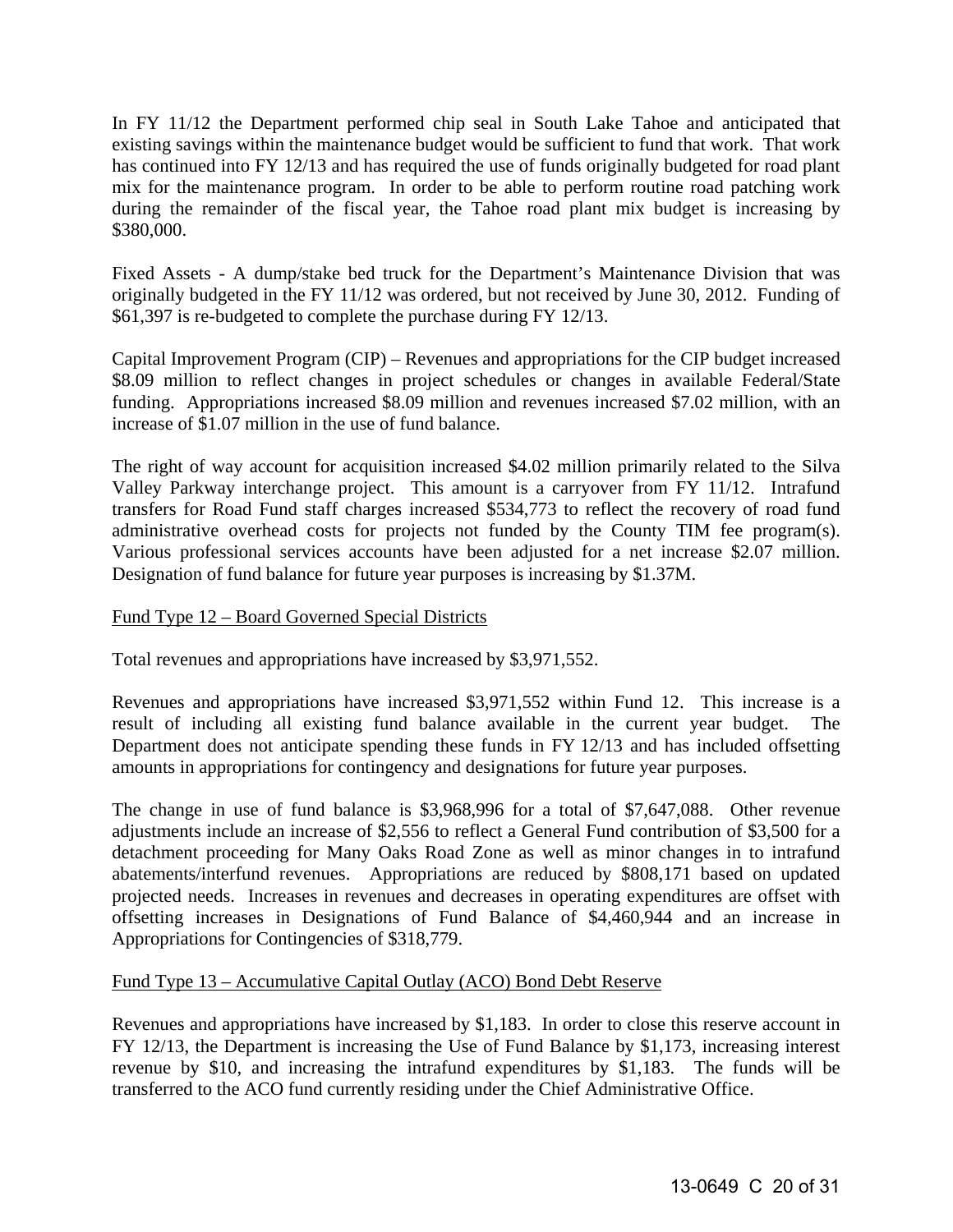In FY 11/12 the Department performed chip seal in South Lake Tahoe and anticipated that existing savings within the maintenance budget would be sufficient to fund that work. That work has continued into FY 12/13 and has required the use of funds originally budgeted for road plant mix for the maintenance program. In order to be able to perform routine road patching work during the remainder of the fiscal year, the Tahoe road plant mix budget is increasing by $380,000.

Fixed Assets - A dump/stake bed truck for the Department's Maintenance Division that was originally budgeted in the FY 11/12 was ordered, but not received by June 30, 2012. Funding of $61,397 is re-budgeted to complete the purchase during FY 12/13.

Capital Improvement Program (CIP) – Revenues and appropriations for the CIP budget increased $8.09 million to reflect changes in project schedules or changes in available Federal/State funding. Appropriations increased $8.09 million and revenues increased $7.02 million, with an increase of $1.07 million in the use of fund balance.

The right of way account for acquisition increased $4.02 million primarily related to the Silva Valley Parkway interchange project. This amount is a carryover from FY 11/12. Intrafund transfers for Road Fund staff charges increased $534,773 to reflect the recovery of road fund administrative overhead costs for projects not funded by the County TIM fee program(s). Various professional services accounts have been adjusted for a net increase $2.07 million. Designation of fund balance for future year purposes is increasing by $1.37M.

Fund Type 12 – Board Governed Special Districts

Total revenues and appropriations have increased by $3,971,552.

Revenues and appropriations have increased $3,971,552 within Fund 12. This increase is a result of including all existing fund balance available in the current year budget. The Department does not anticipate spending these funds in FY 12/13 and has included offsetting amounts in appropriations for contingency and designations for future year purposes.

The change in use of fund balance is $3,968,996 for a total of $7,647,088. Other revenue adjustments include an increase of $2,556 to reflect a General Fund contribution of $3,500 for a detachment proceeding for Many Oaks Road Zone as well as minor changes in to intrafund abatements/interfund revenues. Appropriations are reduced by $808,171 based on updated projected needs. Increases in revenues and decreases in operating expenditures are offset with offsetting increases in Designations of Fund Balance of $4,460,944 and an increase in Appropriations for Contingencies of $318,779.

Fund Type 13 – Accumulative Capital Outlay (ACO) Bond Debt Reserve

Revenues and appropriations have increased by $1,183. In order to close this reserve account in FY 12/13, the Department is increasing the Use of Fund Balance by $1,173, increasing interest revenue by $10, and increasing the intrafund expenditures by $1,183. The funds will be transferred to the ACO fund currently residing under the Chief Administrative Office.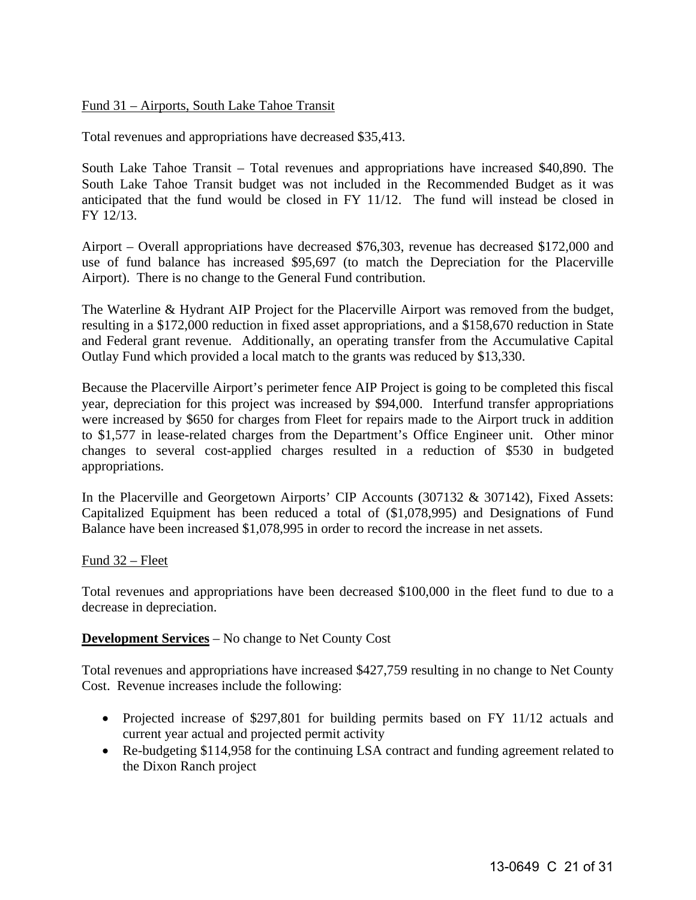<u>Fund 31 – Airports, South Lake Tahoe Transit</u>

Total revenues and appropriations have decreased $35,413.

South Lake Tahoe Transit – Total revenues and appropriations have increased $40,890. The South Lake Tahoe Transit budget was not included in the Recommended Budget as it was anticipated that the fund would be closed in FY 11/12. The fund will instead be closed in FY 12/13.

Airport – Overall appropriations have decreased $76,303, revenue has decreased $172,000 and use of fund balance has increased $95,697 (to match the Depreciation for the Placerville Airport). There is no change to the General Fund contribution.

The Waterline & Hydrant AIP Project for the Placerville Airport was removed from the budget, resulting in a $172,000 reduction in fixed asset appropriations, and a $158,670 reduction in State and Federal grant revenue. Additionally, an operating transfer from the Accumulative Capital Outlay Fund which provided a local match to the grants was reduced by $13,330.

Because the Placerville Airport's perimeter fence AIP Project is going to be completed this fiscal year, depreciation for this project was increased by $94,000. Interfund transfer appropriations were increased by $650 for charges from Fleet for repairs made to the Airport truck in addition to $1,577 in lease-related charges from the Department's Office Engineer unit. Other minor changes to several cost-applied charges resulted in a reduction of $530 in budgeted appropriations.

In the Placerville and Georgetown Airports' CIP Accounts (307132 & 307142), Fixed Assets: Capitalized Equipment has been reduced a total of ($1,078,995) and Designations of Fund Balance have been increased $1,078,995 in order to record the increase in net assets.

<u>Fund 32 – Fleet</u>

Total revenues and appropriations have been decreased $100,000 in the fleet fund to due to a decrease in depreciation.

**<u>Development Services</u>** – No change to Net County Cost

Total revenues and appropriations have increased $427,759 resulting in no change to Net County Cost. Revenue increases include the following:

- Projected increase of $297,801 for building permits based on FY 11/12 actuals and current year actual and projected permit activity
- Re-budgeting $114,958 for the continuing LSA contract and funding agreement related to the Dixon Ranch project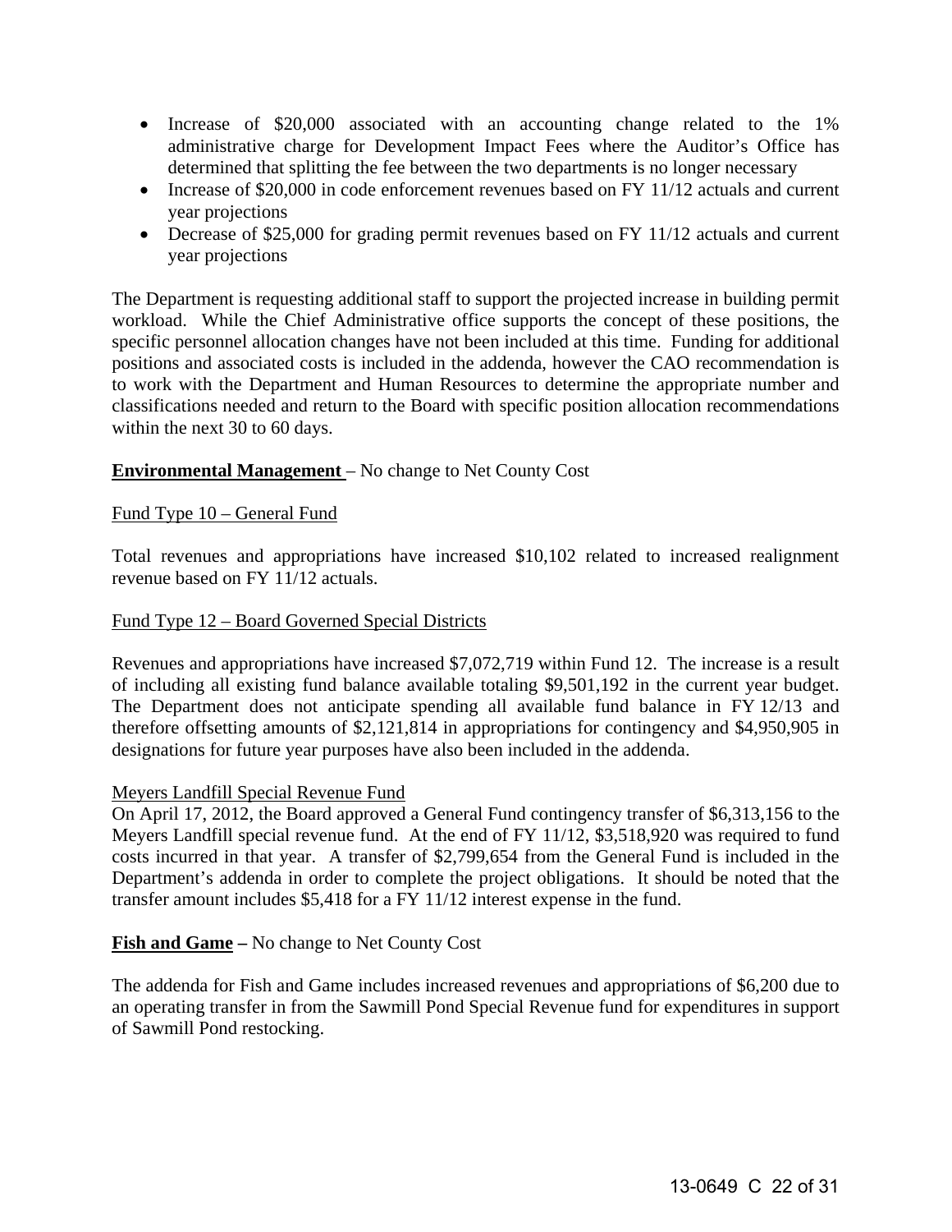- Increase of $20,000 associated with an accounting change related to the 1% administrative charge for Development Impact Fees where the Auditor's Office has determined that splitting the fee between the two departments is no longer necessary
- Increase of $20,000 in code enforcement revenues based on FY 11/12 actuals and current year projections
- Decrease of $25,000 for grading permit revenues based on FY 11/12 actuals and current year projections

The Department is requesting additional staff to support the projected increase in building permit workload. While the Chief Administrative office supports the concept of these positions, the specific personnel allocation changes have not been included at this time. Funding for additional positions and associated costs is included in the addenda, however the CAO recommendation is to work with the Department and Human Resources to determine the appropriate number and classifications needed and return to the Board with specific position allocation recommendations within the next 30 to 60 days.

**Environmental Management** – No change to Net County Cost

Fund Type 10 – General Fund

Total revenues and appropriations have increased $10,102 related to increased realignment revenue based on FY 11/12 actuals.

Fund Type 12 – Board Governed Special Districts

Revenues and appropriations have increased $7,072,719 within Fund 12. The increase is a result of including all existing fund balance available totaling $9,501,192 in the current year budget. The Department does not anticipate spending all available fund balance in FY 12/13 and therefore offsetting amounts of $2,121,814 in appropriations for contingency and $4,950,905 in designations for future year purposes have also been included in the addenda.

Meyers Landfill Special Revenue Fund

On April 17, 2012, the Board approved a General Fund contingency transfer of $6,313,156 to the Meyers Landfill special revenue fund. At the end of FY 11/12, $3,518,920 was required to fund costs incurred in that year. A transfer of $2,799,654 from the General Fund is included in the Department's addenda in order to complete the project obligations. It should be noted that the transfer amount includes $5,418 for a FY 11/12 interest expense in the fund.

**Fish and Game –** No change to Net County Cost

The addenda for Fish and Game includes increased revenues and appropriations of $6,200 due to an operating transfer in from the Sawmill Pond Special Revenue fund for expenditures in support of Sawmill Pond restocking.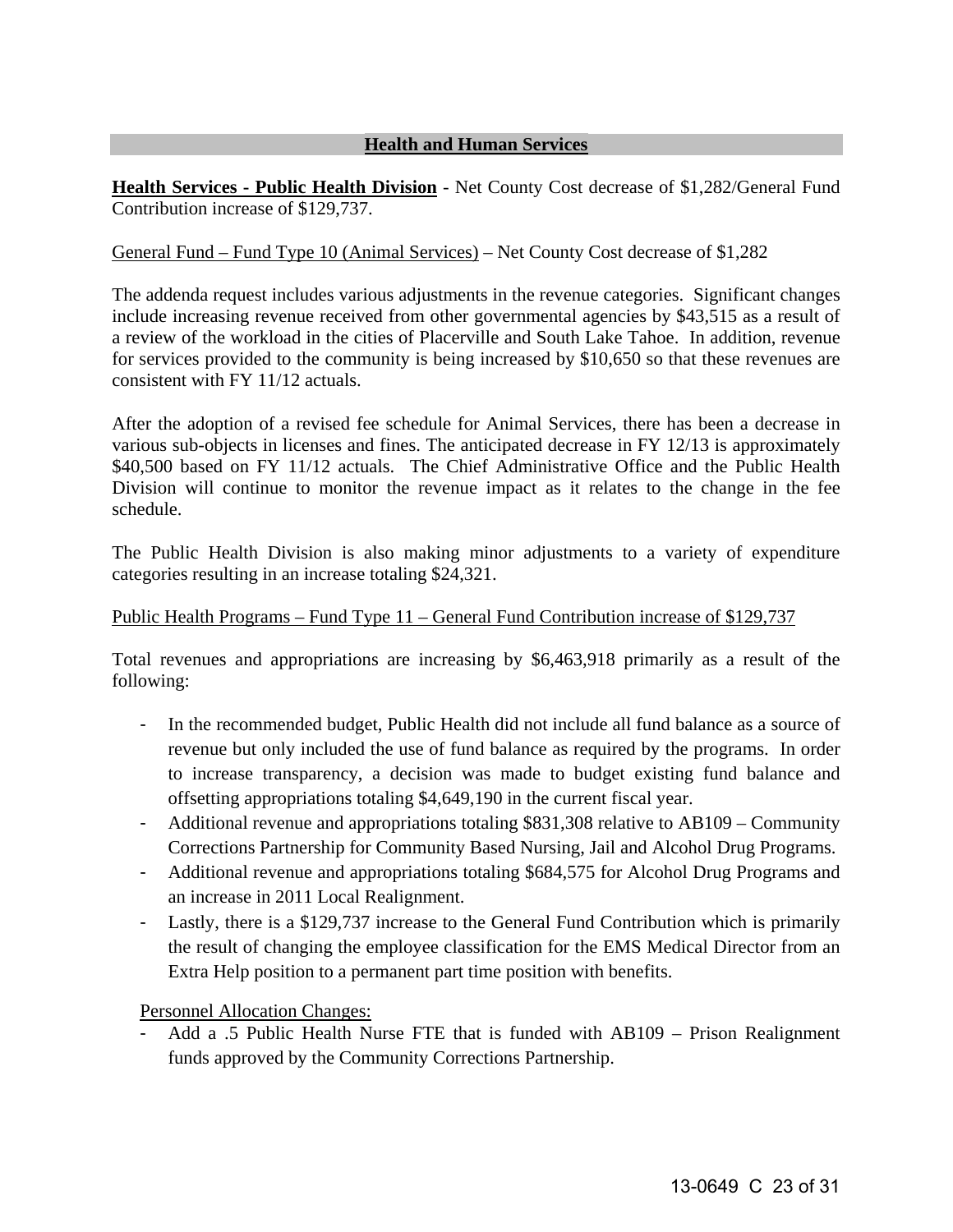## Health and Human Services

**Health Services - Public Health Division** - Net County Cost decrease of $1,282/General Fund Contribution increase of $129,737.

General Fund – Fund Type 10 (Animal Services) – Net County Cost decrease of $1,282

The addenda request includes various adjustments in the revenue categories. Significant changes include increasing revenue received from other governmental agencies by $43,515 as a result of a review of the workload in the cities of Placerville and South Lake Tahoe. In addition, revenue for services provided to the community is being increased by $10,650 so that these revenues are consistent with FY 11/12 actuals.

After the adoption of a revised fee schedule for Animal Services, there has been a decrease in various sub-objects in licenses and fines. The anticipated decrease in FY 12/13 is approximately $40,500 based on FY 11/12 actuals. The Chief Administrative Office and the Public Health Division will continue to monitor the revenue impact as it relates to the change in the fee schedule.

The Public Health Division is also making minor adjustments to a variety of expenditure categories resulting in an increase totaling $24,321.

Public Health Programs – Fund Type 11 – General Fund Contribution increase of $129,737

Total revenues and appropriations are increasing by $6,463,918 primarily as a result of the following:

- In the recommended budget, Public Health did not include all fund balance as a source of revenue but only included the use of fund balance as required by the programs. In order to increase transparency, a decision was made to budget existing fund balance and offsetting appropriations totaling $4,649,190 in the current fiscal year.
- Additional revenue and appropriations totaling $831,308 relative to AB109 – Community Corrections Partnership for Community Based Nursing, Jail and Alcohol Drug Programs.
- Additional revenue and appropriations totaling $684,575 for Alcohol Drug Programs and an increase in 2011 Local Realignment.
- Lastly, there is a $129,737 increase to the General Fund Contribution which is primarily the result of changing the employee classification for the EMS Medical Director from an Extra Help position to a permanent part time position with benefits.

Personnel Allocation Changes:

- Add a .5 Public Health Nurse FTE that is funded with AB109 – Prison Realignment funds approved by the Community Corrections Partnership.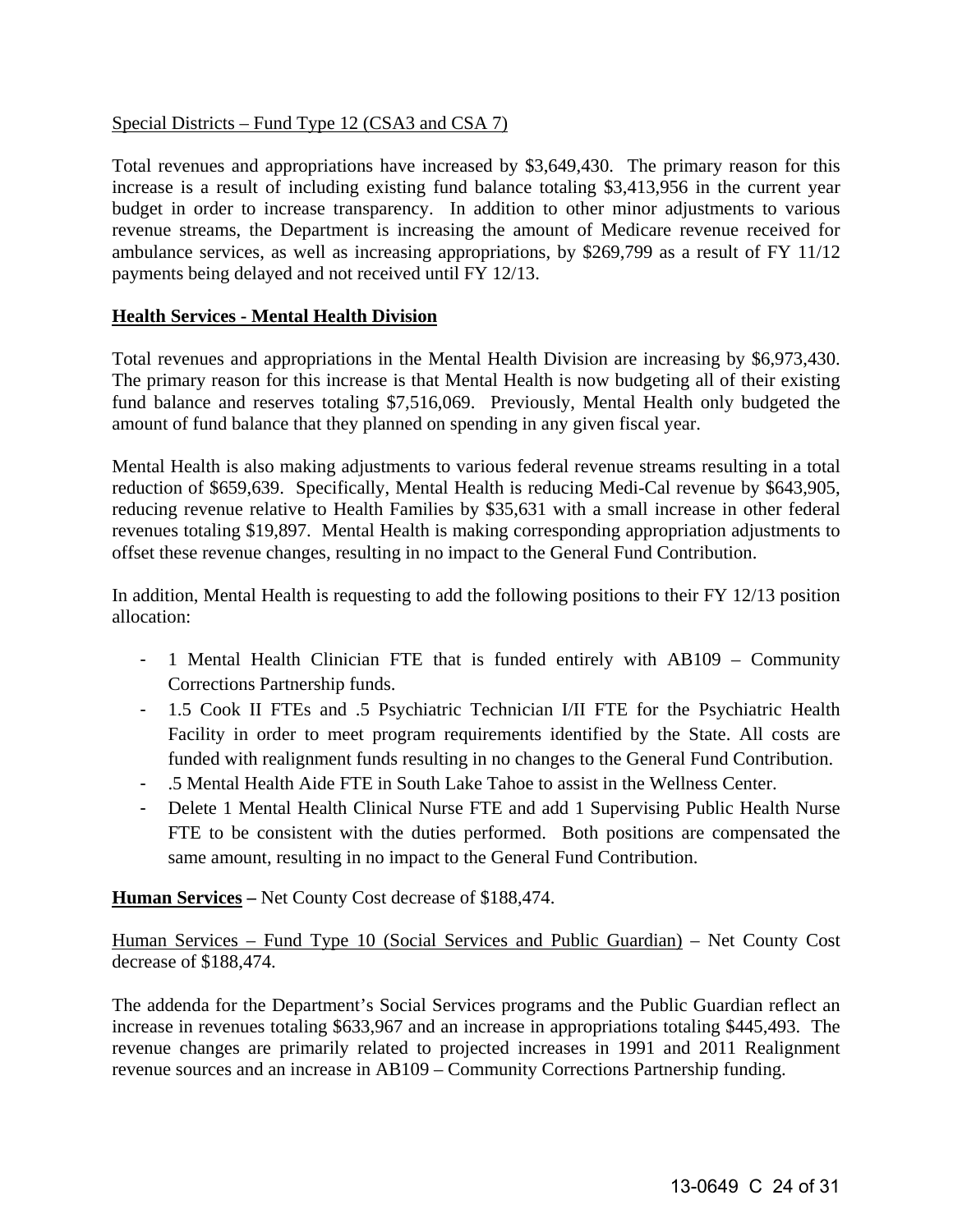Special Districts – Fund Type 12 (CSA3 and CSA 7)

Total revenues and appropriations have increased by $3,649,430. The primary reason for this increase is a result of including existing fund balance totaling $3,413,956 in the current year budget in order to increase transparency. In addition to other minor adjustments to various revenue streams, the Department is increasing the amount of Medicare revenue received for ambulance services, as well as increasing appropriations, by $269,799 as a result of FY 11/12 payments being delayed and not received until FY 12/13.

**Health Services - Mental Health Division**

Total revenues and appropriations in the Mental Health Division are increasing by $6,973,430. The primary reason for this increase is that Mental Health is now budgeting all of their existing fund balance and reserves totaling $7,516,069. Previously, Mental Health only budgeted the amount of fund balance that they planned on spending in any given fiscal year.

Mental Health is also making adjustments to various federal revenue streams resulting in a total reduction of $659,639. Specifically, Mental Health is reducing Medi-Cal revenue by $643,905, reducing revenue relative to Health Families by $35,631 with a small increase in other federal revenues totaling $19,897. Mental Health is making corresponding appropriation adjustments to offset these revenue changes, resulting in no impact to the General Fund Contribution.

In addition, Mental Health is requesting to add the following positions to their FY 12/13 position allocation:

- 1 Mental Health Clinician FTE that is funded entirely with AB109 – Community Corrections Partnership funds.
- 1.5 Cook II FTEs and .5 Psychiatric Technician I/II FTE for the Psychiatric Health Facility in order to meet program requirements identified by the State. All costs are funded with realignment funds resulting in no changes to the General Fund Contribution.
- .5 Mental Health Aide FTE in South Lake Tahoe to assist in the Wellness Center.
- Delete 1 Mental Health Clinical Nurse FTE and add 1 Supervising Public Health Nurse FTE to be consistent with the duties performed. Both positions are compensated the same amount, resulting in no impact to the General Fund Contribution.

**Human Services –** Net County Cost decrease of $188,474.

Human Services – Fund Type 10 (Social Services and Public Guardian) – Net County Cost decrease of $188,474.

The addenda for the Department's Social Services programs and the Public Guardian reflect an increase in revenues totaling $633,967 and an increase in appropriations totaling $445,493. The revenue changes are primarily related to projected increases in 1991 and 2011 Realignment revenue sources and an increase in AB109 – Community Corrections Partnership funding.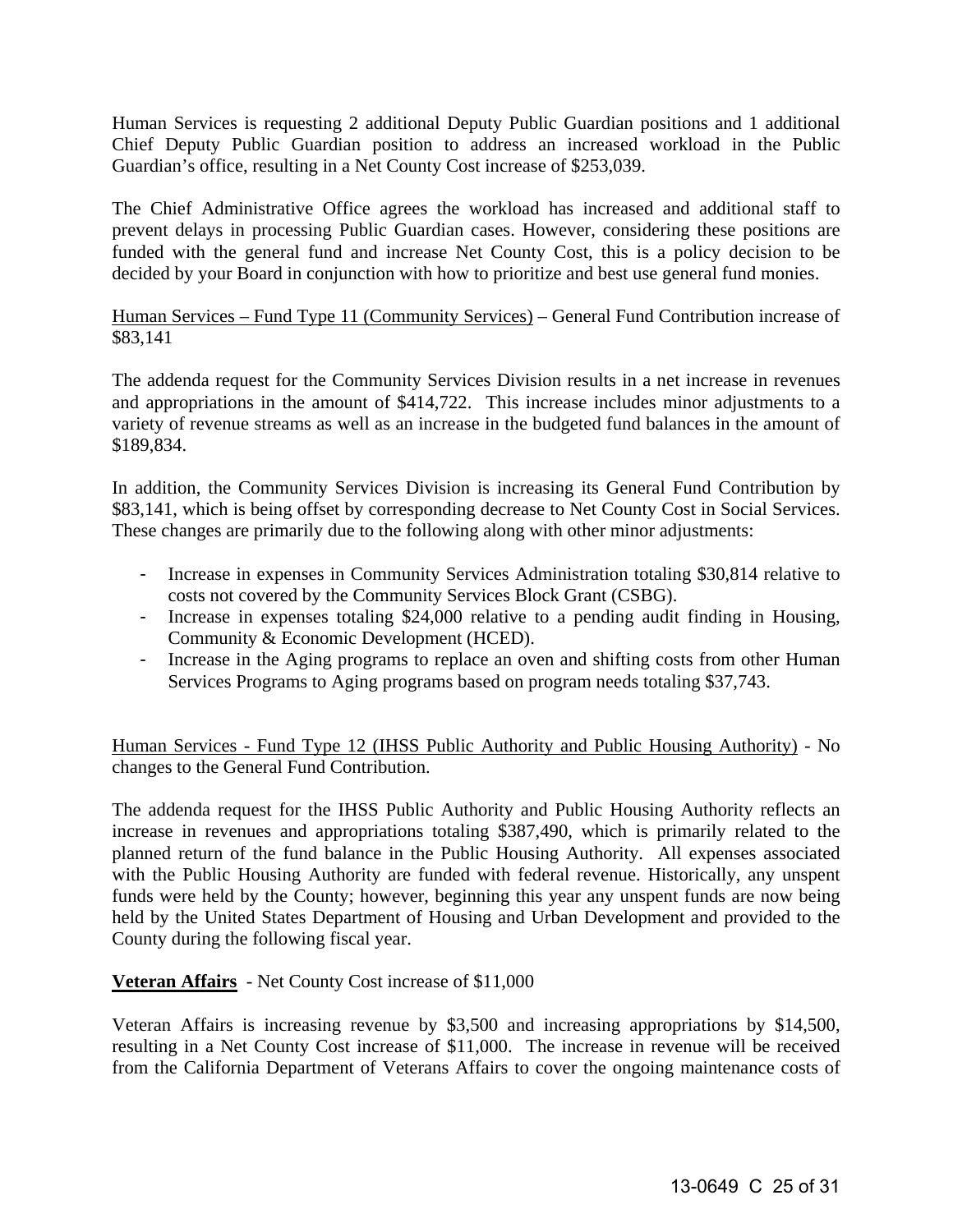Human Services is requesting 2 additional Deputy Public Guardian positions and 1 additional Chief Deputy Public Guardian position to address an increased workload in the Public Guardian's office, resulting in a Net County Cost increase of $253,039.

The Chief Administrative Office agrees the workload has increased and additional staff to prevent delays in processing Public Guardian cases. However, considering these positions are funded with the general fund and increase Net County Cost, this is a policy decision to be decided by your Board in conjunction with how to prioritize and best use general fund monies.

<u>Human Services – Fund Type 11 (Community Services)</u> – General Fund Contribution increase of $83,141

The addenda request for the Community Services Division results in a net increase in revenues and appropriations in the amount of $414,722. This increase includes minor adjustments to a variety of revenue streams as well as an increase in the budgeted fund balances in the amount of $189,834.

In addition, the Community Services Division is increasing its General Fund Contribution by $83,141, which is being offset by corresponding decrease to Net County Cost in Social Services. These changes are primarily due to the following along with other minor adjustments:

- Increase in expenses in Community Services Administration totaling $30,814 relative to costs not covered by the Community Services Block Grant (CSBG).
- Increase in expenses totaling $24,000 relative to a pending audit finding in Housing, Community & Economic Development (HCED).
- Increase in the Aging programs to replace an oven and shifting costs from other Human Services Programs to Aging programs based on program needs totaling $37,743.

<u>Human Services - Fund Type 12 (IHSS Public Authority and Public Housing Authority)</u> - No changes to the General Fund Contribution.

The addenda request for the IHSS Public Authority and Public Housing Authority reflects an increase in revenues and appropriations totaling $387,490, which is primarily related to the planned return of the fund balance in the Public Housing Authority. All expenses associated with the Public Housing Authority are funded with federal revenue. Historically, any unspent funds were held by the County; however, beginning this year any unspent funds are now being held by the United States Department of Housing and Urban Development and provided to the County during the following fiscal year.

**<u>Veteran Affairs</u>** - Net County Cost increase of $11,000

Veteran Affairs is increasing revenue by $3,500 and increasing appropriations by $14,500, resulting in a Net County Cost increase of $11,000. The increase in revenue will be received from the California Department of Veterans Affairs to cover the ongoing maintenance costs of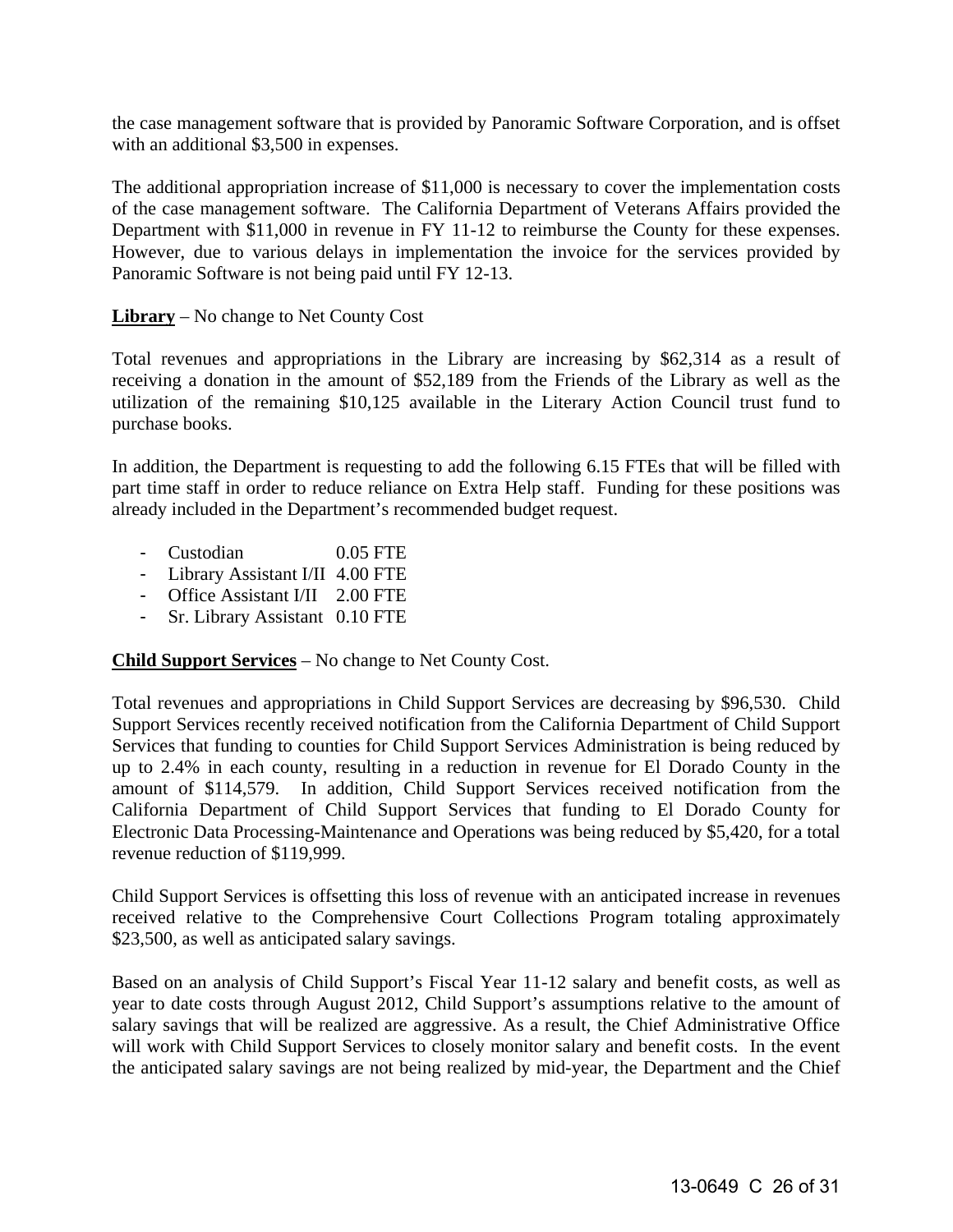the case management software that is provided by Panoramic Software Corporation, and is offset with an additional $3,500 in expenses.

The additional appropriation increase of $11,000 is necessary to cover the implementation costs of the case management software. The California Department of Veterans Affairs provided the Department with $11,000 in revenue in FY 11-12 to reimburse the County for these expenses. However, due to various delays in implementation the invoice for the services provided by Panoramic Software is not being paid until FY 12-13.

**Library** – No change to Net County Cost

Total revenues and appropriations in the Library are increasing by $62,314 as a result of receiving a donation in the amount of $52,189 from the Friends of the Library as well as the utilization of the remaining $10,125 available in the Literary Action Council trust fund to purchase books.

In addition, the Department is requesting to add the following 6.15 FTEs that will be filled with part time staff in order to reduce reliance on Extra Help staff. Funding for these positions was already included in the Department's recommended budget request.

- Custodian 0.05 FTE
- Library Assistant I/II 4.00 FTE
- Office Assistant I/II 2.00 FTE
- Sr. Library Assistant 0.10 FTE

**Child Support Services** – No change to Net County Cost.

Total revenues and appropriations in Child Support Services are decreasing by $96,530. Child Support Services recently received notification from the California Department of Child Support Services that funding to counties for Child Support Services Administration is being reduced by up to 2.4% in each county, resulting in a reduction in revenue for El Dorado County in the amount of $114,579. In addition, Child Support Services received notification from the California Department of Child Support Services that funding to El Dorado County for Electronic Data Processing-Maintenance and Operations was being reduced by $5,420, for a total revenue reduction of $119,999.

Child Support Services is offsetting this loss of revenue with an anticipated increase in revenues received relative to the Comprehensive Court Collections Program totaling approximately $23,500, as well as anticipated salary savings.

Based on an analysis of Child Support's Fiscal Year 11-12 salary and benefit costs, as well as year to date costs through August 2012, Child Support's assumptions relative to the amount of salary savings that will be realized are aggressive. As a result, the Chief Administrative Office will work with Child Support Services to closely monitor salary and benefit costs. In the event the anticipated salary savings are not being realized by mid-year, the Department and the Chief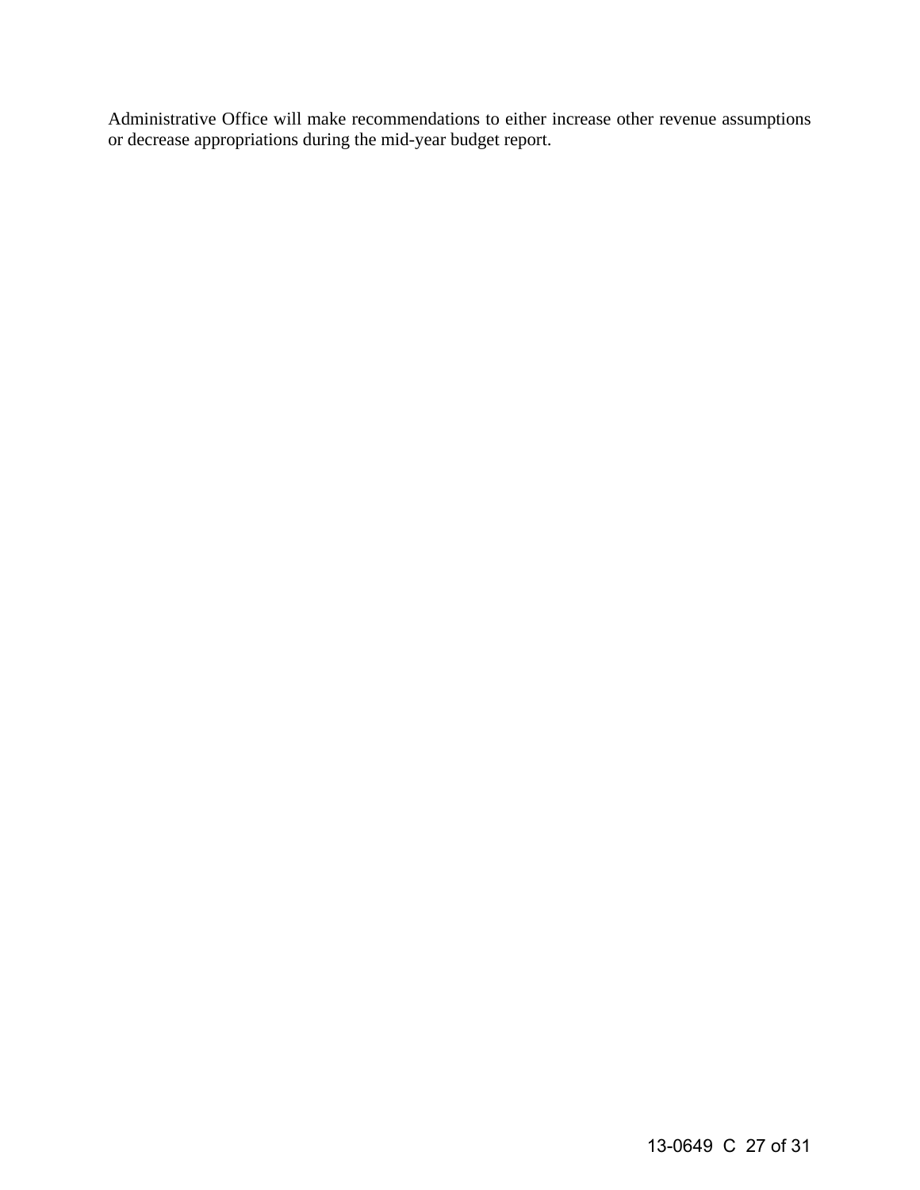Administrative Office will make recommendations to either increase other revenue assumptions or decrease appropriations during the mid-year budget report.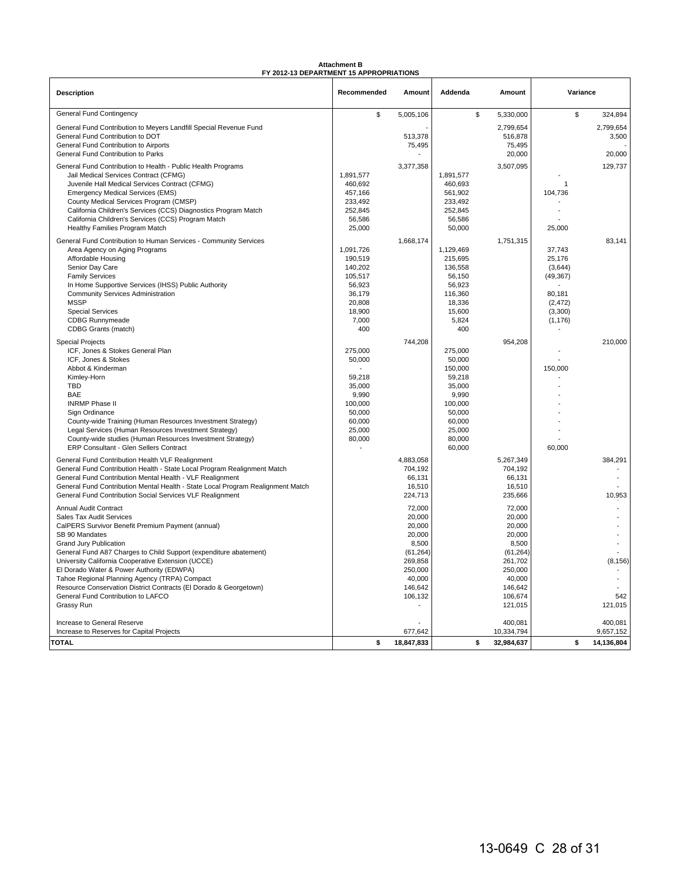**Attachment B**
**FY 2012-13 DEPARTMENT 15 APPROPRIATIONS**

| Description | Recommended | Amount | Addenda | Amount | Variance | |
|---|---|---|---|---|---|---|
| General Fund Contingency | | $ 5,005,106 | | $ 5,330,000 | | $ 324,894 |
| General Fund Contribution to Meyers Landfill Special Revenue Fund | | - | | 2,799,654 | | 2,799,654 |
| General Fund Contribution to DOT | | 513,378 | | 516,878 | | 3,500 |
| General Fund Contribution to Airports | | 75,495 | | 75,495 | | - |
| General Fund Contribution to Parks | | - | | 20,000 | | 20,000 |
| General Fund Contribution to Health - Public Health Programs | | 3,377,358 | | 3,507,095 | | 129,737 |
| Jail Medical Services Contract (CFMG) | 1,891,577 | | 1,891,577 | | - | |
| Juvenile Hall Medical Services Contract (CFMG) | 460,692 | | 460,693 | | 1 | |
| Emergency Medical Services (EMS) | 457,166 | | 561,902 | | 104,736 | |
| County Medical Services Program (CMSP) | 233,492 | | 233,492 | | - | |
| California Children's Services (CCS) Diagnostics Program Match | 252,845 | | 252,845 | | - | |
| California Children's Services (CCS) Program Match | 56,586 | | 56,586 | | - | |
| Healthy Families Program Match | 25,000 | | 50,000 | | 25,000 | |
| General Fund Contribution to Human Services - Community Services | | 1,668,174 | | 1,751,315 | | 83,141 |
| Area Agency on Aging Programs | 1,091,726 | | 1,129,469 | | 37,743 | |
| Affordable Housing | 190,519 | | 215,695 | | 25,176 | |
| Senior Day Care | 140,202 | | 136,558 | | (3,644) | |
| Family Services | 105,517 | | 56,150 | | (49,367) | |
| In Home Supportive Services (IHSS) Public Authority | 56,923 | | 56,923 | | - | |
| Community Services Administration | 36,179 | | 116,360 | | 80,181 | |
| MSSP | 20,808 | | 18,336 | | (2,472) | |
| Special Services | 18,900 | | 15,600 | | (3,300) | |
| CDBG Runnymeade | 7,000 | | 5,824 | | (1,176) | |
| CDBG Grants (match) | 400 | | 400 | | - | |
| Special Projects | | 744,208 | | 954,208 | | 210,000 |
| ICF, Jones & Stokes General Plan | 275,000 | | 275,000 | | - | |
| ICF, Jones & Stokes | 50,000 | | 50,000 | | - | |
| Abbot & Kinderman | - | | 150,000 | | 150,000 | |
| Kimley-Horn | 59,218 | | 59,218 | | - | |
| TBD | 35,000 | | 35,000 | | - | |
| BAE | 9,990 | | 9,990 | | - | |
| INRMP Phase II | 100,000 | | 100,000 | | - | |
| Sign Ordinance | 50,000 | | 50,000 | | - | |
| County-wide Training (Human Resources Investment Strategy) | 60,000 | | 60,000 | | - | |
| Legal Services (Human Resources Investment Strategy) | 25,000 | | 25,000 | | - | |
| County-wide studies (Human Resources Investment Strategy) | 80,000 | | 80,000 | | - | |
| ERP Consultant - Glen Sellers Contract | - | | 60,000 | | 60,000 | |
| General Fund Contribution Health VLF Realignment | | 4,883,058 | | 5,267,349 | | 384,291 |
| General Fund Contribution Health - State Local Program Realignment Match | | 704,192 | | 704,192 | | - |
| General Fund Contribution Mental Health - VLF Realignment | | 66,131 | | 66,131 | | - |
| General Fund Contribution Mental Health - State Local Program Realignment Match | | 16,510 | | 16,510 | | - |
| General Fund Contribution Social Services VLF Realignment | | 224,713 | | 235,666 | | 10,953 |
| Annual Audit Contract | | 72,000 | | 72,000 | | - |
| Sales Tax Audit Services | | 20,000 | | 20,000 | | - |
| CalPERS Survivor Benefit Premium Payment (annual) | | 20,000 | | 20,000 | | - |
| SB 90 Mandates | | 20,000 | | 20,000 | | - |
| Grand Jury Publication | | 8,500 | | 8,500 | | - |
| General Fund A87 Charges to Child Support (expenditure abatement) | | (61,264) | | (61,264) | | - |
| University California Cooperative Extension (UCCE) | | 269,858 | | 261,702 | | (8,156) |
| El Dorado Water & Power Authority (EDWPA) | | 250,000 | | 250,000 | | - |
| Tahoe Regional Planning Agency (TRPA) Compact | | 40,000 | | 40,000 | | - |
| Resource Conservation District Contracts (El Dorado & Georgetown) | | 146,642 | | 146,642 | | - |
| General Fund Contribution to LAFCO | | 106,132 | | 106,674 | | 542 |
| Grassy Run | | - | | 121,015 | | 121,015 |
| Increase to General Reserve | | - | | 400,081 | | 400,081 |
| Increase to Reserves for Capital Projects | | 677,642 | | 10,334,794 | | 9,657,152 |
| **TOTAL** | | **$ 18,847,833** | | **$ 32,984,637** | | **$ 14,136,804** |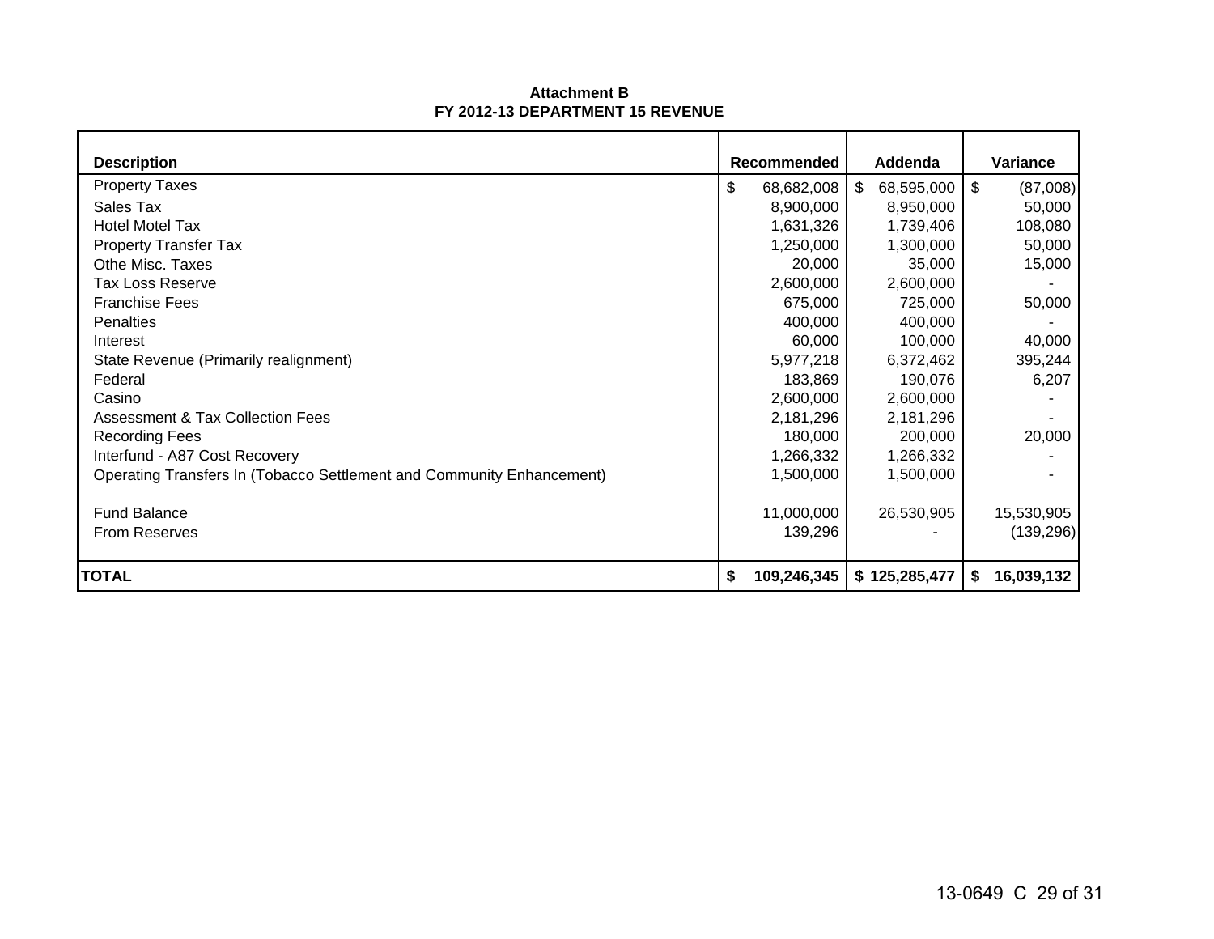**Attachment B**
**FY 2012-13 DEPARTMENT 15 REVENUE**

| Description | Recommended | Addenda | Variance |
|---|---|---|---|
| Property Taxes | $ 68,682,008 | $ 68,595,000 | $ (87,008) |
| Sales Tax | 8,900,000 | 8,950,000 | 50,000 |
| Hotel Motel Tax | 1,631,326 | 1,739,406 | 108,080 |
| Property Transfer Tax | 1,250,000 | 1,300,000 | 50,000 |
| Othe Misc. Taxes | 20,000 | 35,000 | 15,000 |
| Tax Loss Reserve | 2,600,000 | 2,600,000 | - |
| Franchise Fees | 675,000 | 725,000 | 50,000 |
| Penalties | 400,000 | 400,000 | - |
| Interest | 60,000 | 100,000 | 40,000 |
| State Revenue (Primarily realignment) | 5,977,218 | 6,372,462 | 395,244 |
| Federal | 183,869 | 190,076 | 6,207 |
| Casino | 2,600,000 | 2,600,000 | - |
| Assessment & Tax Collection Fees | 2,181,296 | 2,181,296 | - |
| Recording Fees | 180,000 | 200,000 | 20,000 |
| Interfund - A87 Cost Recovery | 1,266,332 | 1,266,332 | - |
| Operating Transfers In (Tobacco Settlement and Community Enhancement) | 1,500,000 | 1,500,000 | - |
| | | | |
| Fund Balance | 11,000,000 | 26,530,905 | 15,530,905 |
| From Reserves | 139,296 | - | (139,296) |
| **TOTAL** | **$ 109,246,345** | **$ 125,285,477** | **$ 16,039,132** |

13-0649 C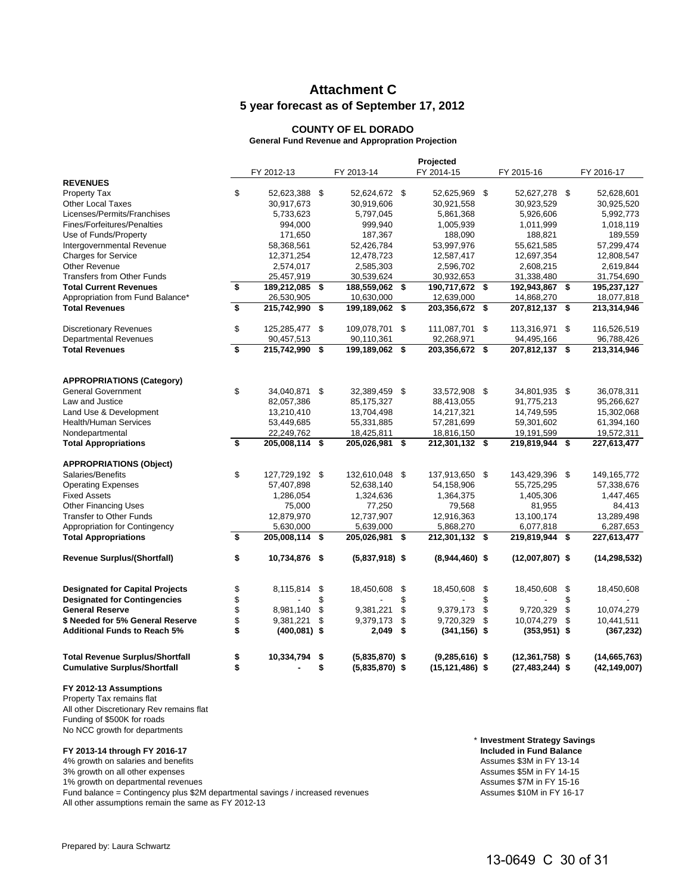# Attachment C

## 5 year forecast as of September 17, 2012

### COUNTY OF EL DORADO

**General Fund Revenue and Appropration Projection**

| | FY 2012-13 | FY 2013-14 | Projected FY 2014-15 | FY 2015-16 | FY 2016-17 |
|---|---|---|---|---|---|
| **REVENUES** | | | | | |
| Property Tax | $ 52,623,388 | $ 52,624,672 | $ 52,625,969 | $ 52,627,278 | $ 52,628,601 |
| Other Local Taxes | 30,917,673 | 30,919,606 | 30,921,558 | 30,923,529 | 30,925,520 |
| Licenses/Permits/Franchises | 5,733,623 | 5,797,045 | 5,861,368 | 5,926,606 | 5,992,773 |
| Fines/Forfeitures/Penalties | 994,000 | 999,940 | 1,005,939 | 1,011,999 | 1,018,119 |
| Use of Funds/Property | 171,650 | 187,367 | 188,090 | 188,821 | 189,559 |
| Intergovernmental Revenue | 58,368,561 | 52,426,784 | 53,997,976 | 55,621,585 | 57,299,474 |
| Charges for Service | 12,371,254 | 12,478,723 | 12,587,417 | 12,697,354 | 12,808,547 |
| Other Revenue | 2,574,017 | 2,585,303 | 2,596,702 | 2,608,215 | 2,619,844 |
| Transfers from Other Funds | 25,457,919 | 30,539,624 | 30,932,653 | 31,338,480 | 31,754,690 |
| **Total Current Revenues** | **$ 189,212,085** | **$ 188,559,062** | **$ 190,717,672** | **$ 192,943,867** | **$ 195,237,127** |
| Appropriation from Fund Balance* | 26,530,905 | 10,630,000 | 12,639,000 | 14,868,270 | 18,077,818 |
| **Total Revenues** | **$ 215,742,990** | **$ 199,189,062** | **$ 203,356,672** | **$ 207,812,137** | **$ 213,314,946** |
| | | | | | |
| Discretionary Revenues | $ 125,285,477 | $ 109,078,701 | $ 111,087,701 | $ 113,316,971 | $ 116,526,519 |
| Departmental Revenues | 90,457,513 | 90,110,361 | 92,268,971 | 94,495,166 | 96,788,426 |
| **Total Revenues** | **$ 215,742,990** | **$ 199,189,062** | **$ 203,356,672** | **$ 207,812,137** | **$ 213,314,946** |
| | | | | | |
| **APPROPRIATIONS (Category)** | | | | | |
| General Government | $ 34,040,871 | $ 32,389,459 | $ 33,572,908 | $ 34,801,935 | $ 36,078,311 |
| Law and Justice | 82,057,386 | 85,175,327 | 88,413,055 | 91,775,213 | 95,266,627 |
| Land Use & Development | 13,210,410 | 13,704,498 | 14,217,321 | 14,749,595 | 15,302,068 |
| Health/Human Services | 53,449,685 | 55,331,885 | 57,281,699 | 59,301,602 | 61,394,160 |
| Nondepartmental | 22,249,762 | 18,425,811 | 18,816,150 | 19,191,599 | 19,572,311 |
| **Total Appropriations** | **$ 205,008,114** | **$ 205,026,981** | **$ 212,301,132** | **$ 219,819,944** | **$ 227,613,477** |
| | | | | | |
| **APPROPRIATIONS (Object)** | | | | | |
| Salaries/Benefits | $ 127,729,192 | $ 132,610,048 | $ 137,913,650 | $ 143,429,396 | $ 149,165,772 |
| Operating Expenses | 57,407,898 | 52,638,140 | 54,158,906 | 55,725,295 | 57,338,676 |
| Fixed Assets | 1,286,054 | 1,324,636 | 1,364,375 | 1,405,306 | 1,447,465 |
| Other Financing Uses | 75,000 | 77,250 | 79,568 | 81,955 | 84,413 |
| Transfer to Other Funds | 12,879,970 | 12,737,907 | 12,916,363 | 13,100,174 | 13,289,498 |
| Appropriation for Contingency | 5,630,000 | 5,639,000 | 5,868,270 | 6,077,818 | 6,287,653 |
| **Total Appropriations** | **$ 205,008,114** | **$ 205,026,981** | **$ 212,301,132** | **$ 219,819,944** | **$ 227,613,477** |
| | | | | | |
| **Revenue Surplus/(Shortfall)** | **$ 10,734,876** | **$ (5,837,918)** | **$ (8,944,460)** | **$ (12,007,807)** | **$ (14,298,532)** |
| | | | | | |
| **Designated for Capital Projects** | $ 8,115,814 | $ 18,450,608 | $ 18,450,608 | $ 18,450,608 | $ 18,450,608 |
| **Designated for Contingencies** | $ - | $ - | $ - | $ - | $ - |
| **General Reserve** | $ 8,981,140 | $ 9,381,221 | $ 9,379,173 | $ 9,720,329 | $ 10,074,279 |
| **$ Needed for 5% General Reserve** | $ 9,381,221 | $ 9,379,173 | $ 9,720,329 | $ 10,074,279 | $ 10,441,511 |
| **Additional Funds to Reach 5%** | **$ (400,081)** | **$ 2,049** | **$ (341,156)** | **$ (353,951)** | **$ (367,232)** |
| | | | | | |
| **Total Revenue Surplus/Shortfall** | **$ 10,334,794** | **$ (5,835,870)** | **$ (9,285,616)** | **$ (12,361,758)** | **$ (14,665,763)** |
| **Cumulative Surplus/Shortfall** | **$ -** | **$ (5,835,870)** | **$ (15,121,486)** | **$ (27,483,244)** | **$ (42,149,007)** |

**FY 2012-13 Assumptions**

Property Tax remains flat
All other Discretionary Rev remains flat
Funding of $500K for roads
No NCC growth for departments

**FY 2013-14 through FY 2016-17**

4% growth on salaries and benefits
3% growth on all other expenses
1% growth on departmental revenues
Fund balance = Contingency plus $2M departmental savings / increased revenues
All other assumptions remain the same as FY 2012-13

\* **Investment Strategy Savings Included in Fund Balance**
Assumes $3M in FY 13-14
Assumes $5M in FY 14-15
Assumes $7M in FY 15-16
Assumes $10M in FY 16-17

Prepared by: Laura Schwartz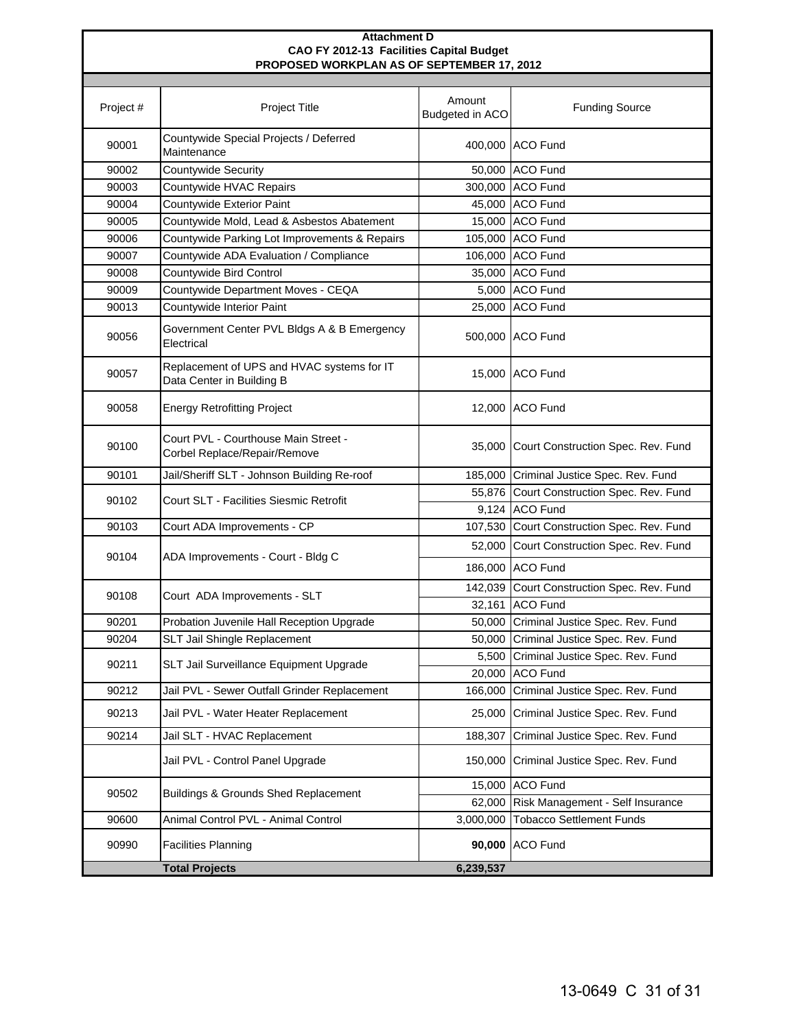**Attachment D**
**CAO FY 2012-13 Facilities Capital Budget**
**PROPOSED WORKPLAN AS OF SEPTEMBER 17, 2012**

| Project # | Project Title | Amount Budgeted in ACO | Funding Source |
|---|---|---|---|
| 90001 | Countywide Special Projects / Deferred Maintenance | 400,000 | ACO Fund |
| 90002 | Countywide Security | 50,000 | ACO Fund |
| 90003 | Countywide HVAC Repairs | 300,000 | ACO Fund |
| 90004 | Countywide Exterior Paint | 45,000 | ACO Fund |
| 90005 | Countywide Mold, Lead & Asbestos Abatement | 15,000 | ACO Fund |
| 90006 | Countywide Parking Lot Improvements & Repairs | 105,000 | ACO Fund |
| 90007 | Countywide ADA Evaluation / Compliance | 106,000 | ACO Fund |
| 90008 | Countywide Bird Control | 35,000 | ACO Fund |
| 90009 | Countywide Department Moves - CEQA | 5,000 | ACO Fund |
| 90013 | Countywide Interior Paint | 25,000 | ACO Fund |
| 90056 | Government Center PVL Bldgs A & B Emergency Electrical | 500,000 | ACO Fund |
| 90057 | Replacement of UPS and HVAC systems for IT Data Center in Building B | 15,000 | ACO Fund |
| 90058 | Energy Retrofitting Project | 12,000 | ACO Fund |
| 90100 | Court PVL - Courthouse Main Street - Corbel Replace/Repair/Remove | 35,000 | Court Construction Spec. Rev. Fund |
| 90101 | Jail/Sheriff SLT - Johnson Building Re-roof | 185,000 | Criminal Justice Spec. Rev. Fund |
| 90102 | Court SLT - Facilities Siesmic Retrofit | 55,876 | Court Construction Spec. Rev. Fund |
| | | 9,124 | ACO Fund |
| 90103 | Court ADA Improvements - CP | 107,530 | Court Construction Spec. Rev. Fund |
| 90104 | ADA Improvements - Court - Bldg C | 52,000 | Court Construction Spec. Rev. Fund |
| | | 186,000 | ACO Fund |
| 90108 | Court ADA Improvements - SLT | 142,039 | Court Construction Spec. Rev. Fund |
| | | 32,161 | ACO Fund |
| 90201 | Probation Juvenile Hall Reception Upgrade | 50,000 | Criminal Justice Spec. Rev. Fund |
| 90204 | SLT Jail Shingle Replacement | 50,000 | Criminal Justice Spec. Rev. Fund |
| 90211 | SLT Jail Surveillance Equipment Upgrade | 5,500 | Criminal Justice Spec. Rev. Fund |
| | | 20,000 | ACO Fund |
| 90212 | Jail PVL - Sewer Outfall Grinder Replacement | 166,000 | Criminal Justice Spec. Rev. Fund |
| 90213 | Jail PVL - Water Heater Replacement | 25,000 | Criminal Justice Spec. Rev. Fund |
| 90214 | Jail SLT - HVAC Replacement | 188,307 | Criminal Justice Spec. Rev. Fund |
| | Jail PVL - Control Panel Upgrade | 150,000 | Criminal Justice Spec. Rev. Fund |
| 90502 | Buildings & Grounds Shed Replacement | 15,000 | ACO Fund |
| | | 62,000 | Risk Management - Self Insurance |
| 90600 | Animal Control PVL - Animal Control | 3,000,000 | Tobacco Settlement Funds |
| 90990 | Facilities Planning | **90,000** | ACO Fund |
| | **Total Projects** | **6,239,537** | |